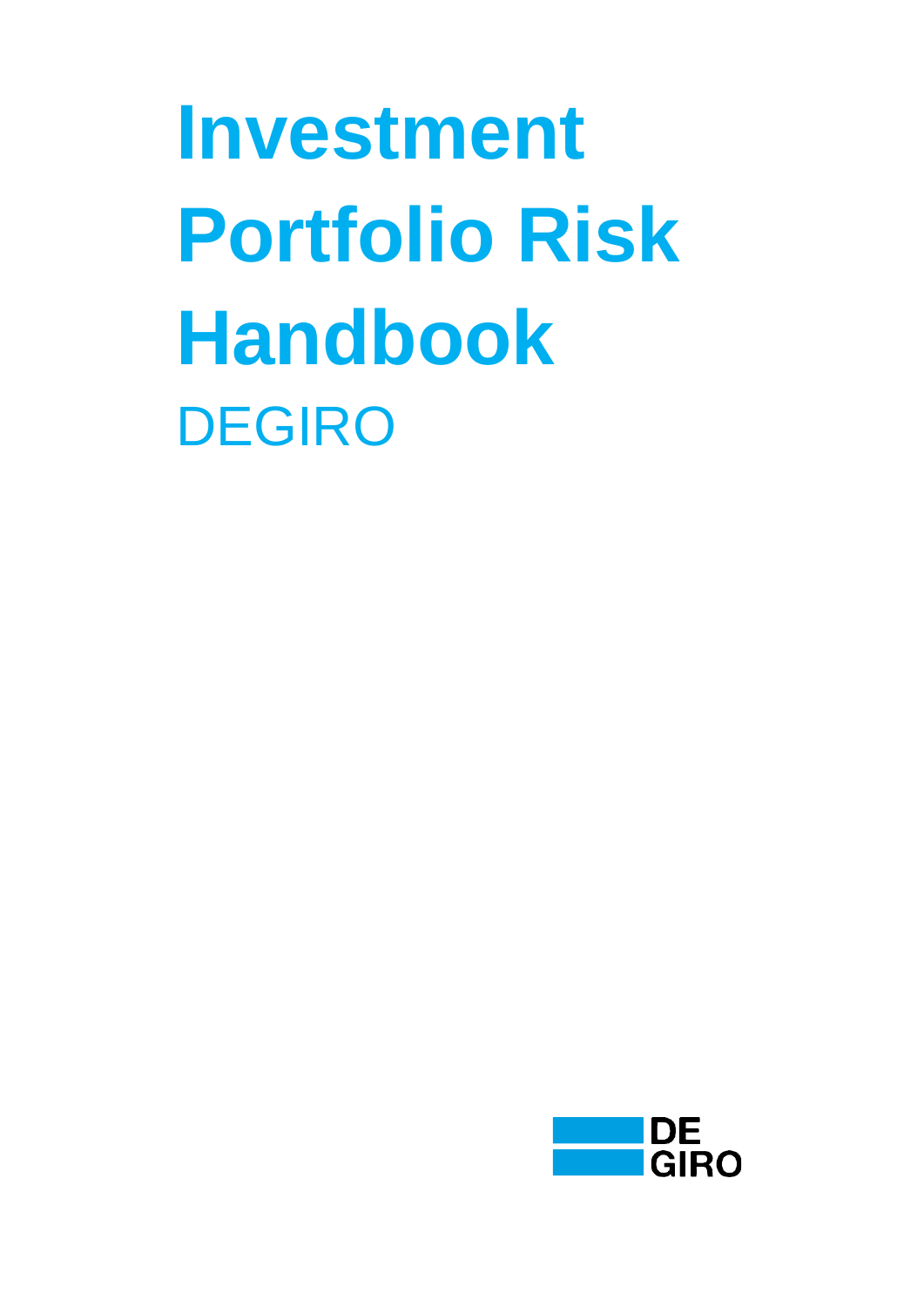# Investment Portfolio Risk Handbook

DEGIRO

DE GIRO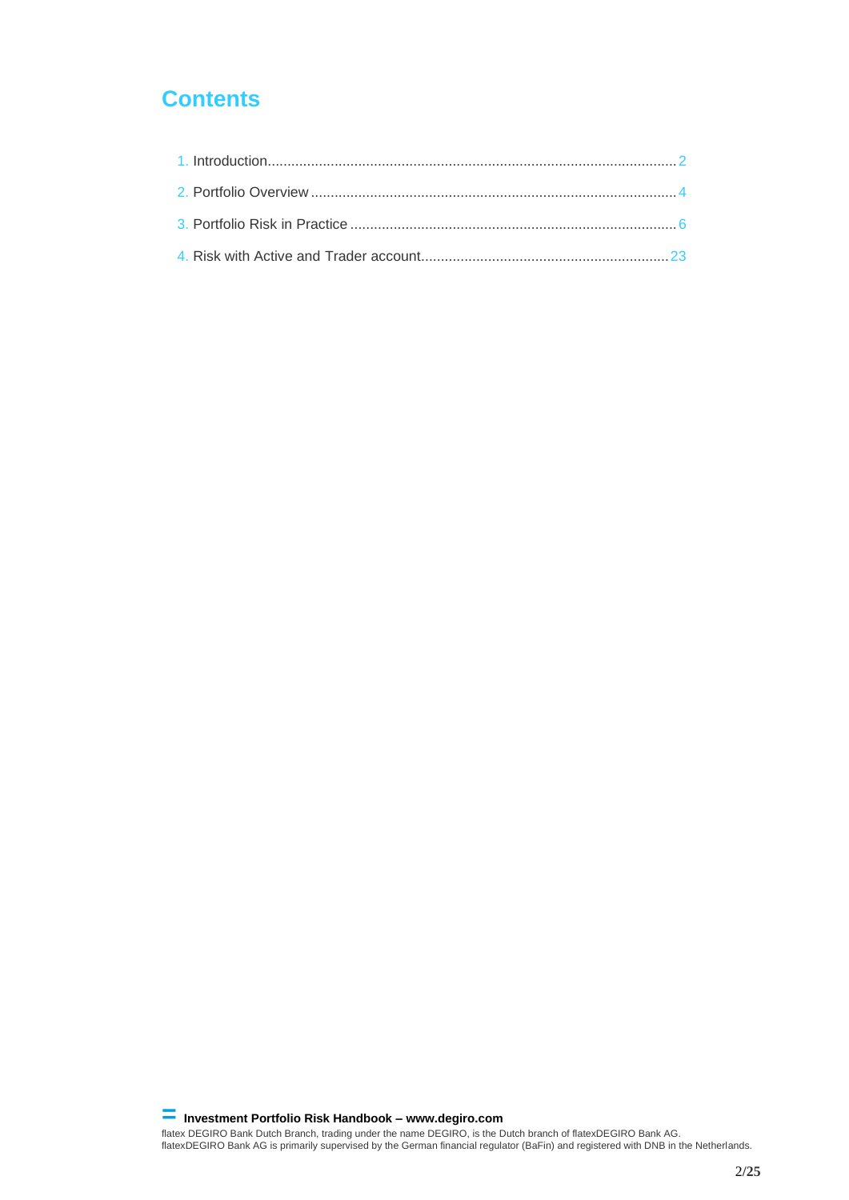# Contents

1. Introduction........................................................................................................2
2. Portfolio Overview .............................................................................................4
3. Portfolio Risk in Practice ....................................................................................6
4. Risk with Active and Trader account...............................................................23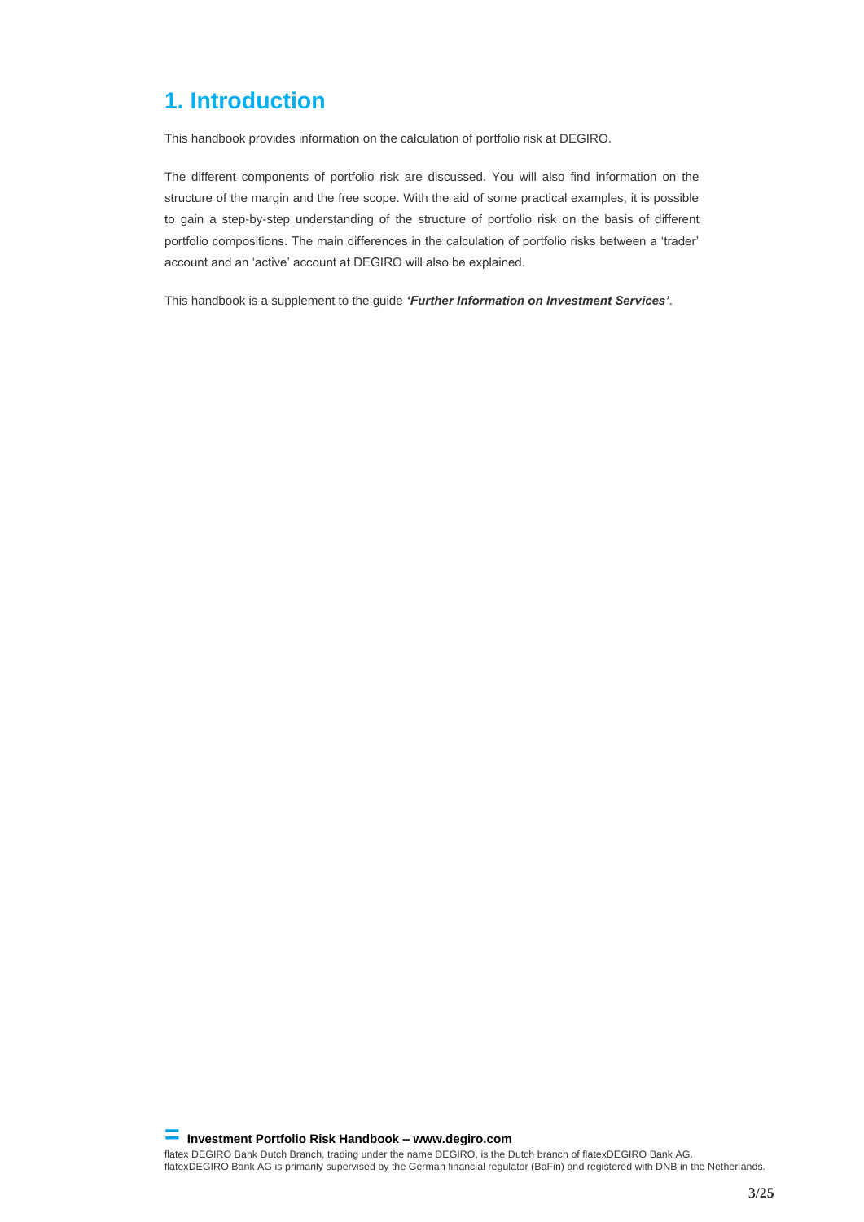# 1. Introduction

This handbook provides information on the calculation of portfolio risk at DEGIRO.

The different components of portfolio risk are discussed. You will also find information on the structure of the margin and the free scope. With the aid of some practical examples, it is possible to gain a step-by-step understanding of the structure of portfolio risk on the basis of different portfolio compositions. The main differences in the calculation of portfolio risks between a 'trader' account and an 'active' account at DEGIRO will also be explained.

This handbook is a supplement to the guide ***'Further Information on Investment Services'***.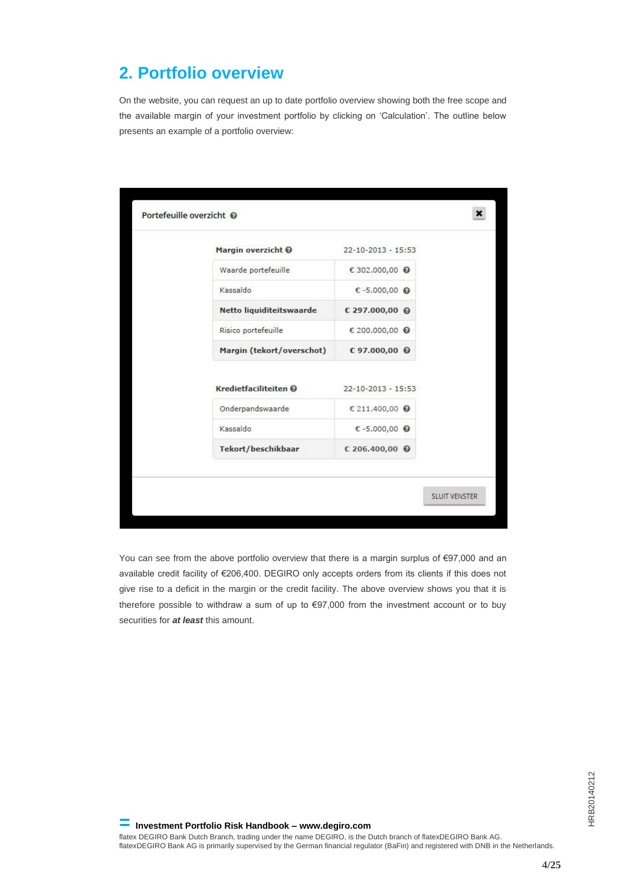## 2. Portfolio overview

On the website, you can request an up to date portfolio overview showing both the free scope and the available margin of your investment portfolio by clicking on 'Calculation'. The outline below presents an example of a portfolio overview:

**Portefeuille overzicht**

| **Margin overzicht** | 22-10-2013 - 15:53 |
|---|---|
| Waarde portefeuille | € 302.000,00 |
| Kassaldo | € -5.000,00 |
| **Netto liquiditeitswaarde** | **€ 297.000,00** |
| Risico portefeuille | € 200.000,00 |
| **Margin (tekort/overschot)** | **€ 97.000,00** |

| **Kredietfaciliteiten** | 22-10-2013 - 15:53 |
|---|---|
| Onderpandswaarde | € 211.400,00 |
| Kassaldo | € -5.000,00 |
| **Tekort/beschikbaar** | **€ 206.400,00** |

SLUIT VENSTER

You can see from the above portfolio overview that there is a margin surplus of €97,000 and an available credit facility of €206,400. DEGIRO only accepts orders from its clients if this does not give rise to a deficit in the margin or the credit facility. The above overview shows you that it is therefore possible to withdraw a sum of up to €97,000 from the investment account or to buy securities for ***at least*** this amount.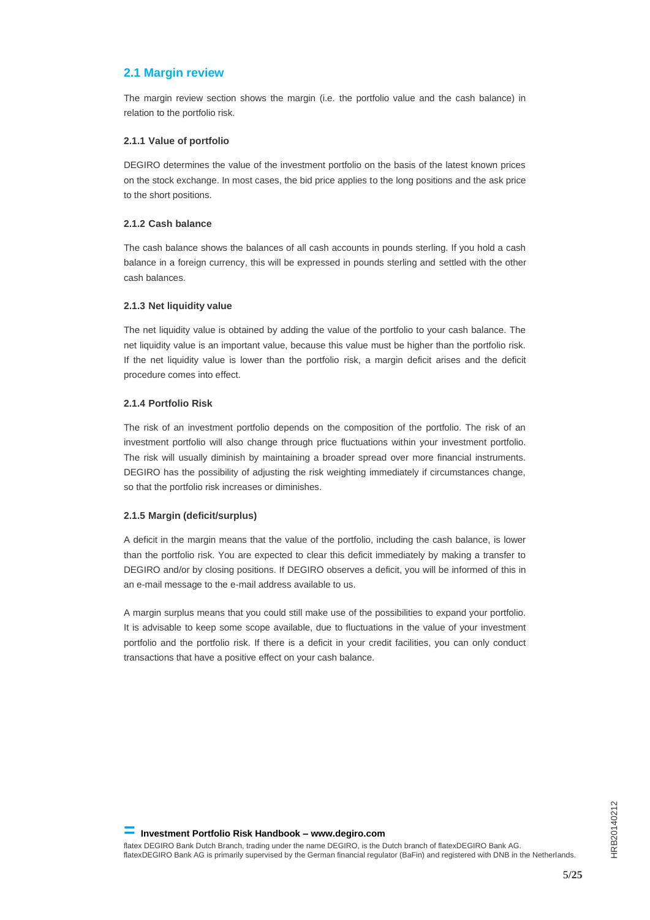## 2.1 Margin review

The margin review section shows the margin (i.e. the portfolio value and the cash balance) in relation to the portfolio risk.

#### 2.1.1 Value of portfolio

DEGIRO determines the value of the investment portfolio on the basis of the latest known prices on the stock exchange. In most cases, the bid price applies to the long positions and the ask price to the short positions.

#### 2.1.2 Cash balance

The cash balance shows the balances of all cash accounts in pounds sterling. If you hold a cash balance in a foreign currency, this will be expressed in pounds sterling and settled with the other cash balances.

#### 2.1.3 Net liquidity value

The net liquidity value is obtained by adding the value of the portfolio to your cash balance. The net liquidity value is an important value, because this value must be higher than the portfolio risk. If the net liquidity value is lower than the portfolio risk, a margin deficit arises and the deficit procedure comes into effect.

#### 2.1.4 Portfolio Risk

The risk of an investment portfolio depends on the composition of the portfolio. The risk of an investment portfolio will also change through price fluctuations within your investment portfolio. The risk will usually diminish by maintaining a broader spread over more financial instruments. DEGIRO has the possibility of adjusting the risk weighting immediately if circumstances change, so that the portfolio risk increases or diminishes.

#### 2.1.5 Margin (deficit/surplus)

A deficit in the margin means that the value of the portfolio, including the cash balance, is lower than the portfolio risk. You are expected to clear this deficit immediately by making a transfer to DEGIRO and/or by closing positions. If DEGIRO observes a deficit, you will be informed of this in an e-mail message to the e-mail address available to us.

A margin surplus means that you could still make use of the possibilities to expand your portfolio. It is advisable to keep some scope available, due to fluctuations in the value of your investment portfolio and the portfolio risk. If there is a deficit in your credit facilities, you can only conduct transactions that have a positive effect on your cash balance.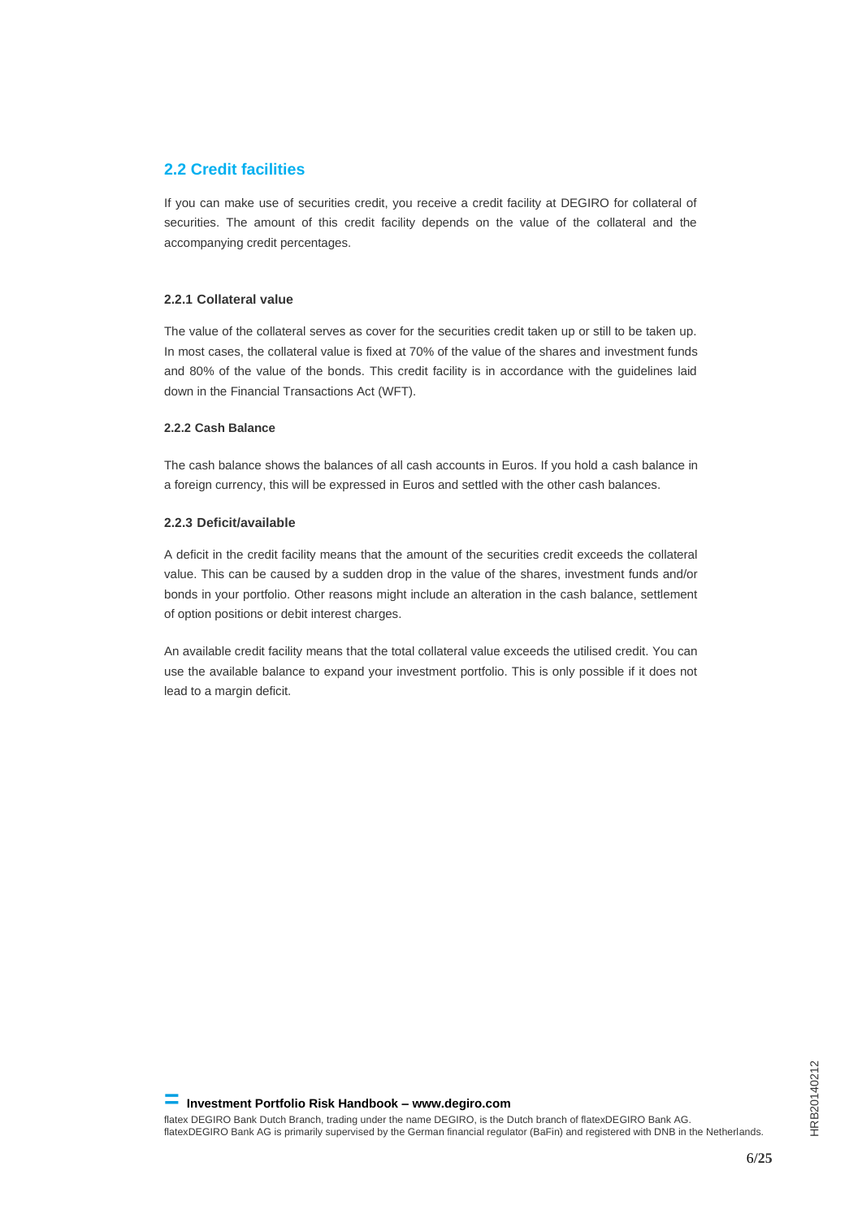## 2.2 Credit facilities

If you can make use of securities credit, you receive a credit facility at DEGIRO for collateral of securities. The amount of this credit facility depends on the value of the collateral and the accompanying credit percentages.

#### 2.2.1 Collateral value

The value of the collateral serves as cover for the securities credit taken up or still to be taken up. In most cases, the collateral value is fixed at 70% of the value of the shares and investment funds and 80% of the value of the bonds. This credit facility is in accordance with the guidelines laid down in the Financial Transactions Act (WFT).

#### 2.2.2 Cash Balance

The cash balance shows the balances of all cash accounts in Euros. If you hold a cash balance in a foreign currency, this will be expressed in Euros and settled with the other cash balances.

#### 2.2.3 Deficit/available

A deficit in the credit facility means that the amount of the securities credit exceeds the collateral value. This can be caused by a sudden drop in the value of the shares, investment funds and/or bonds in your portfolio. Other reasons might include an alteration in the cash balance, settlement of option positions or debit interest charges.

An available credit facility means that the total collateral value exceeds the utilised credit. You can use the available balance to expand your investment portfolio. This is only possible if it does not lead to a margin deficit.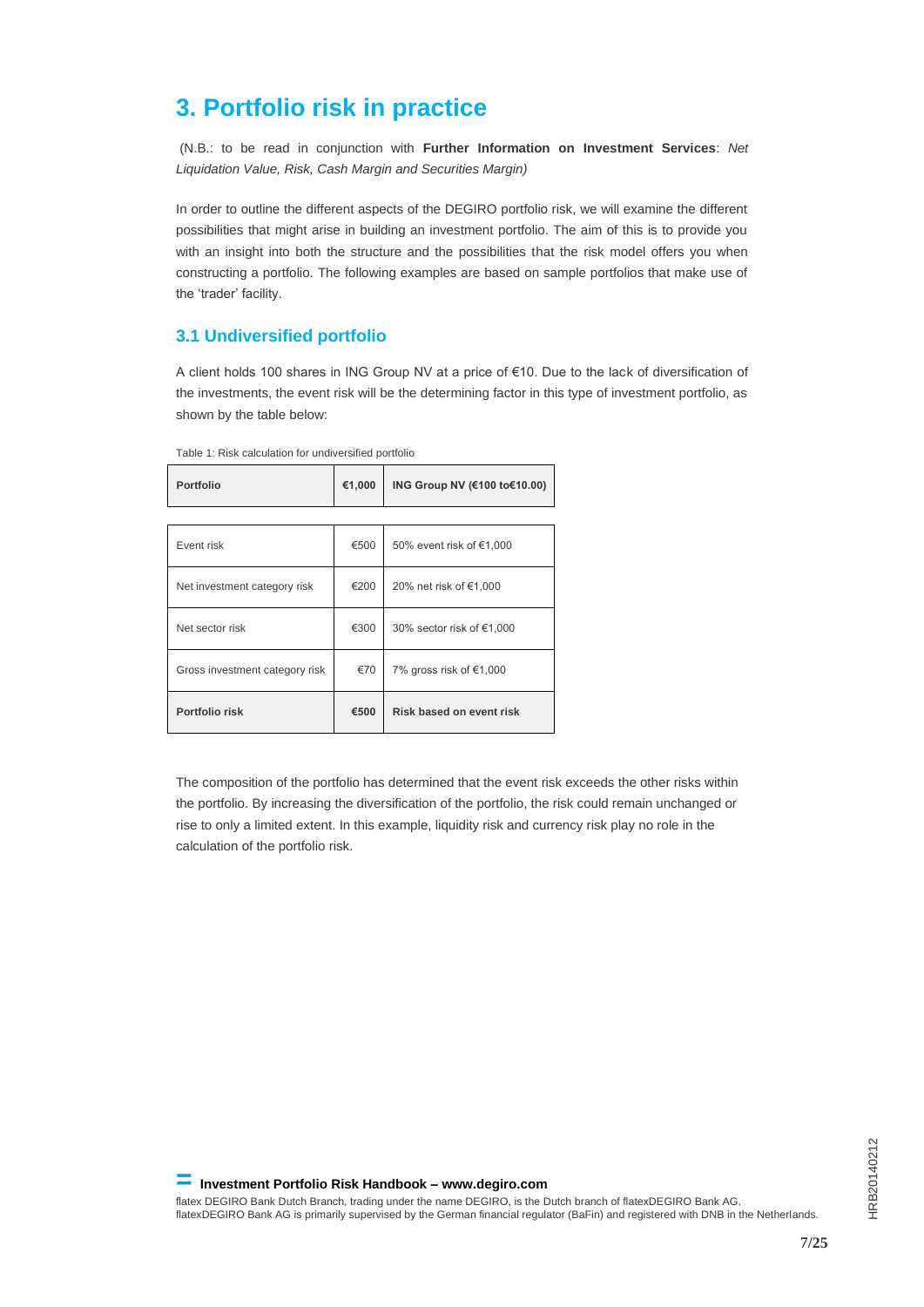# 3. Portfolio risk in practice

(N.B.: to be read in conjunction with **Further Information on Investment Services**: *Net Liquidation Value, Risk, Cash Margin and Securities Margin)*

In order to outline the different aspects of the DEGIRO portfolio risk, we will examine the different possibilities that might arise in building an investment portfolio. The aim of this is to provide you with an insight into both the structure and the possibilities that the risk model offers you when constructing a portfolio. The following examples are based on sample portfolios that make use of the 'trader' facility.

## 3.1 Undiversified portfolio

A client holds 100 shares in ING Group NV at a price of €10. Due to the lack of diversification of the investments, the event risk will be the determining factor in this type of investment portfolio, as shown by the table below:

Table 1: Risk calculation for undiversified portfolio

| **Portfolio** | **€1,000** | **ING Group NV (€100 to€10.00)** |
|---|---|---|
| Event risk | €500 | 50% event risk of €1,000 |
| Net investment category risk | €200 | 20% net risk of €1,000 |
| Net sector risk | €300 | 30% sector risk of €1,000 |
| Gross investment category risk | €70 | 7% gross risk of €1,000 |
| **Portfolio risk** | **€500** | **Risk based on event risk** |

The composition of the portfolio has determined that the event risk exceeds the other risks within the portfolio. By increasing the diversification of the portfolio, the risk could remain unchanged or rise to only a limited extent. In this example, liquidity risk and currency risk play no role in the calculation of the portfolio risk.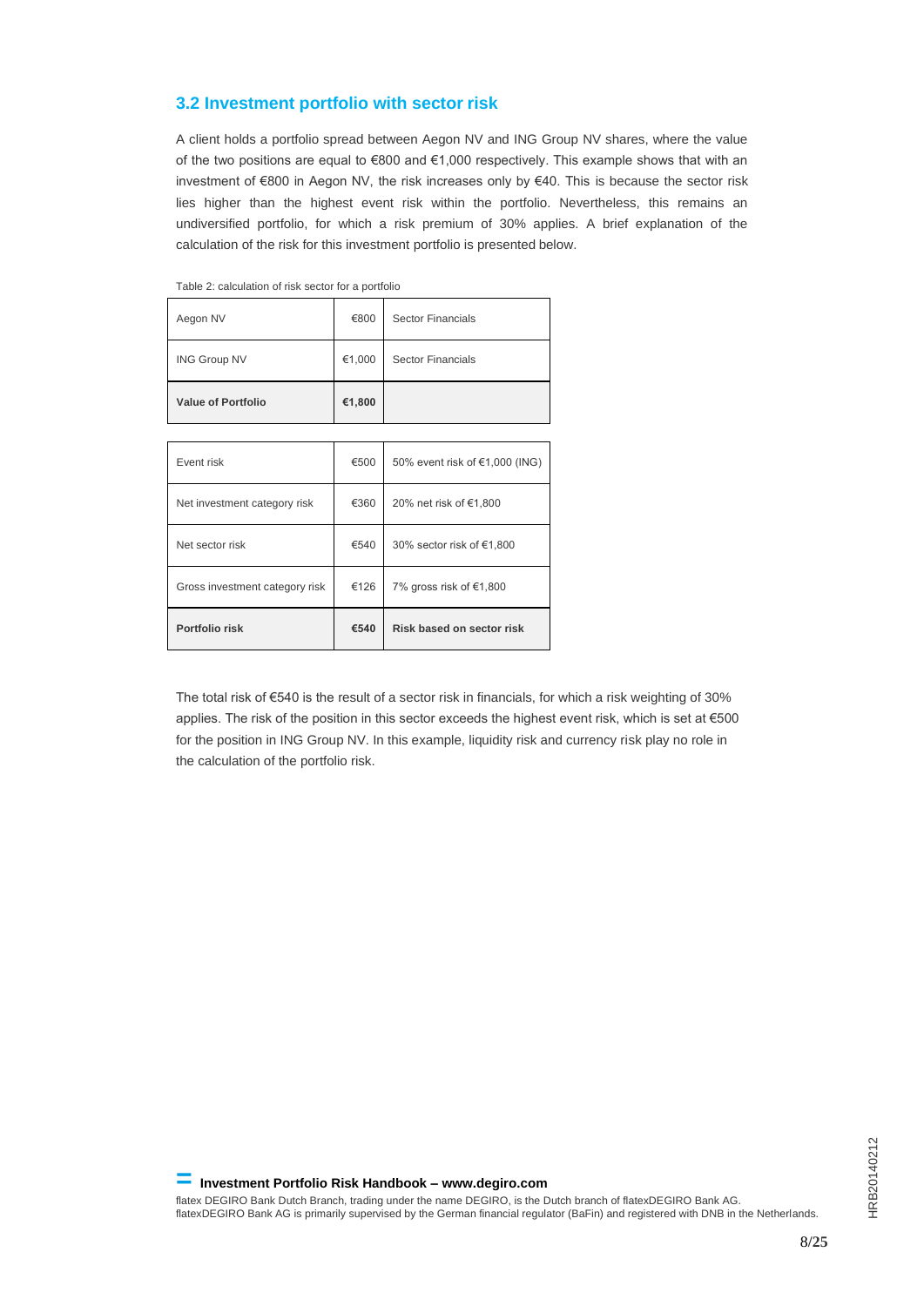## 3.2 Investment portfolio with sector risk

A client holds a portfolio spread between Aegon NV and ING Group NV shares, where the value of the two positions are equal to €800 and €1,000 respectively. This example shows that with an investment of €800 in Aegon NV, the risk increases only by €40. This is because the sector risk lies higher than the highest event risk within the portfolio. Nevertheless, this remains an undiversified portfolio, for which a risk premium of 30% applies. A brief explanation of the calculation of the risk for this investment portfolio is presented below.

Table 2: calculation of risk sector for a portfolio

| | | |
|---|---|---|
| Aegon NV | €800 | Sector Financials |
| ING Group NV | €1,000 | Sector Financials |
| **Value of Portfolio** | **€1,800** | |

| | | |
|---|---|---|
| Event risk | €500 | 50% event risk of €1,000 (ING) |
| Net investment category risk | €360 | 20% net risk of €1,800 |
| Net sector risk | €540 | 30% sector risk of €1,800 |
| Gross investment category risk | €126 | 7% gross risk of €1,800 |
| **Portfolio risk** | **€540** | **Risk based on sector risk** |

The total risk of €540 is the result of a sector risk in financials, for which a risk weighting of 30% applies. The risk of the position in this sector exceeds the highest event risk, which is set at €500 for the position in ING Group NV. In this example, liquidity risk and currency risk play no role in the calculation of the portfolio risk.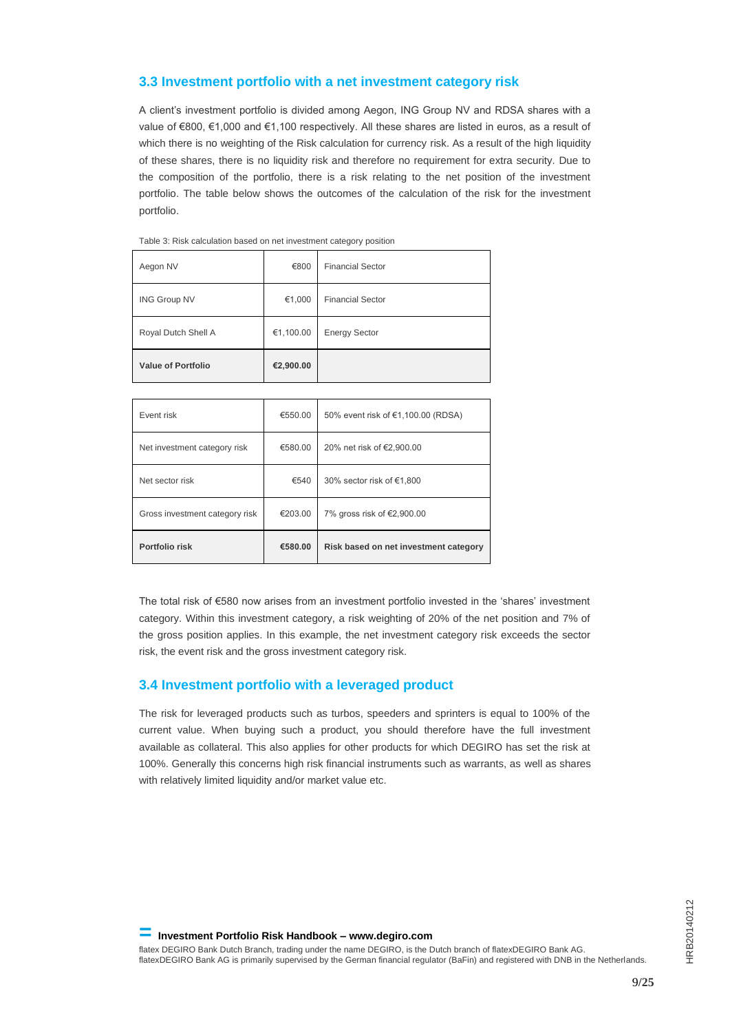## 3.3 Investment portfolio with a net investment category risk

A client's investment portfolio is divided among Aegon, ING Group NV and RDSA shares with a value of €800, €1,000 and €1,100 respectively. All these shares are listed in euros, as a result of which there is no weighting of the Risk calculation for currency risk. As a result of the high liquidity of these shares, there is no liquidity risk and therefore no requirement for extra security. Due to the composition of the portfolio, there is a risk relating to the net position of the investment portfolio. The table below shows the outcomes of the calculation of the risk for the investment portfolio.

Table 3: Risk calculation based on net investment category position

| | | |
|---|---|---|
| Aegon NV | €800 | Financial Sector |
| ING Group NV | €1,000 | Financial Sector |
| Royal Dutch Shell A | €1,100.00 | Energy Sector |
| **Value of Portfolio** | **€2,900.00** | |

| | | |
|---|---|---|
| Event risk | €550.00 | 50% event risk of €1,100.00 (RDSA) |
| Net investment category risk | €580.00 | 20% net risk of €2,900.00 |
| Net sector risk | €540 | 30% sector risk of €1,800 |
| Gross investment category risk | €203.00 | 7% gross risk of €2,900.00 |
| **Portfolio risk** | **€580.00** | **Risk based on net investment category** |

The total risk of €580 now arises from an investment portfolio invested in the 'shares' investment category. Within this investment category, a risk weighting of 20% of the net position and 7% of the gross position applies. In this example, the net investment category risk exceeds the sector risk, the event risk and the gross investment category risk.

## 3.4 Investment portfolio with a leveraged product

The risk for leveraged products such as turbos, speeders and sprinters is equal to 100% of the current value. When buying such a product, you should therefore have the full investment available as collateral. This also applies for other products for which DEGIRO has set the risk at 100%. Generally this concerns high risk financial instruments such as warrants, as well as shares with relatively limited liquidity and/or market value etc.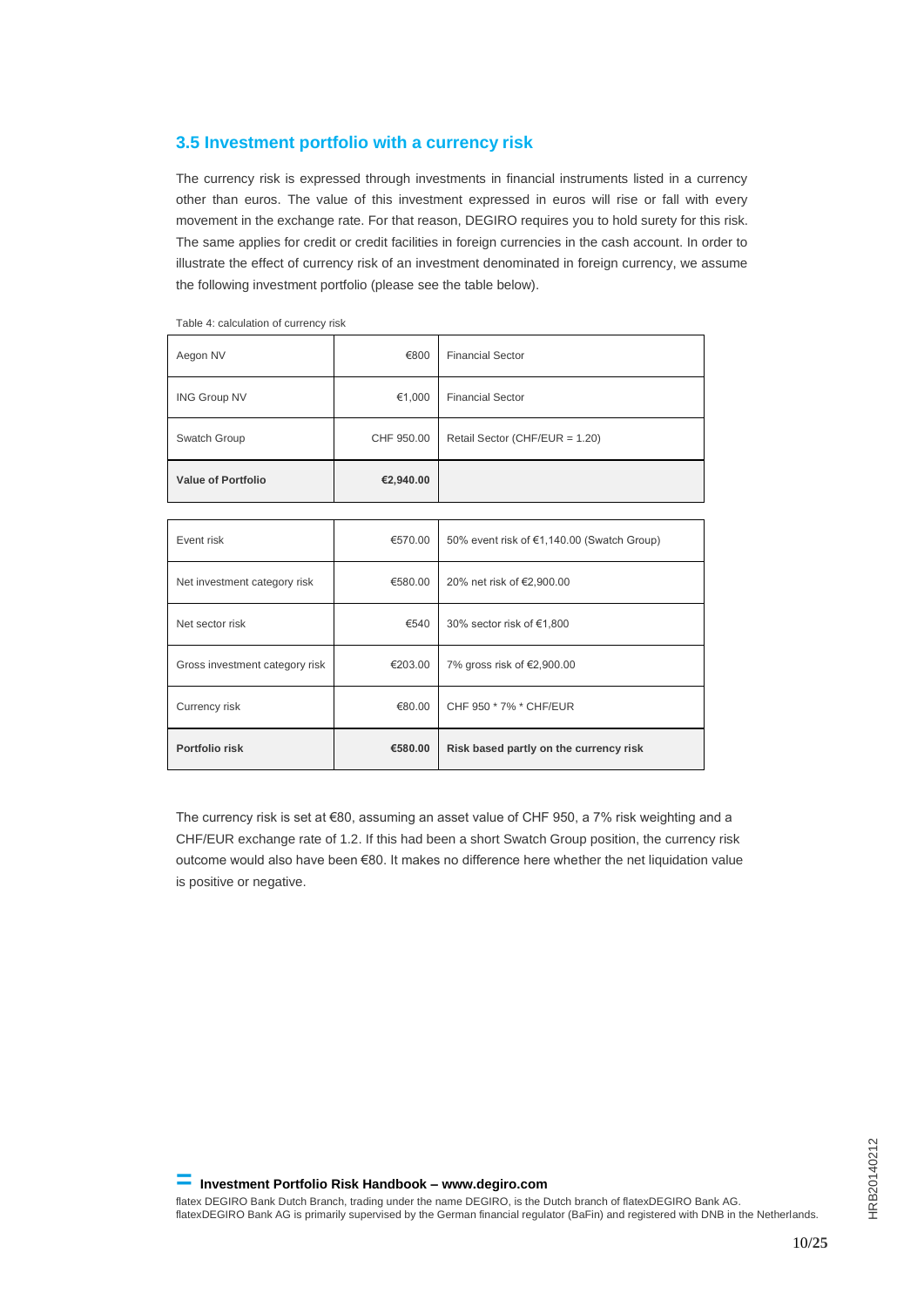## 3.5 Investment portfolio with a currency risk

The currency risk is expressed through investments in financial instruments listed in a currency other than euros. The value of this investment expressed in euros will rise or fall with every movement in the exchange rate. For that reason, DEGIRO requires you to hold surety for this risk. The same applies for credit or credit facilities in foreign currencies in the cash account. In order to illustrate the effect of currency risk of an investment denominated in foreign currency, we assume the following investment portfolio (please see the table below).

Table 4: calculation of currency risk

| | | |
|---|---|---|
| Aegon NV | €800 | Financial Sector |
| ING Group NV | €1,000 | Financial Sector |
| Swatch Group | CHF 950.00 | Retail Sector (CHF/EUR = 1.20) |
| **Value of Portfolio** | **€2,940.00** | |

| | | |
|---|---|---|
| Event risk | €570.00 | 50% event risk of €1,140.00 (Swatch Group) |
| Net investment category risk | €580.00 | 20% net risk of €2,900.00 |
| Net sector risk | €540 | 30% sector risk of €1,800 |
| Gross investment category risk | €203.00 | 7% gross risk of €2,900.00 |
| Currency risk | €80.00 | CHF 950 * 7% * CHF/EUR |
| **Portfolio risk** | **€580.00** | **Risk based partly on the currency risk** |

The currency risk is set at €80, assuming an asset value of CHF 950, a 7% risk weighting and a CHF/EUR exchange rate of 1.2. If this had been a short Swatch Group position, the currency risk outcome would also have been €80. It makes no difference here whether the net liquidation value is positive or negative.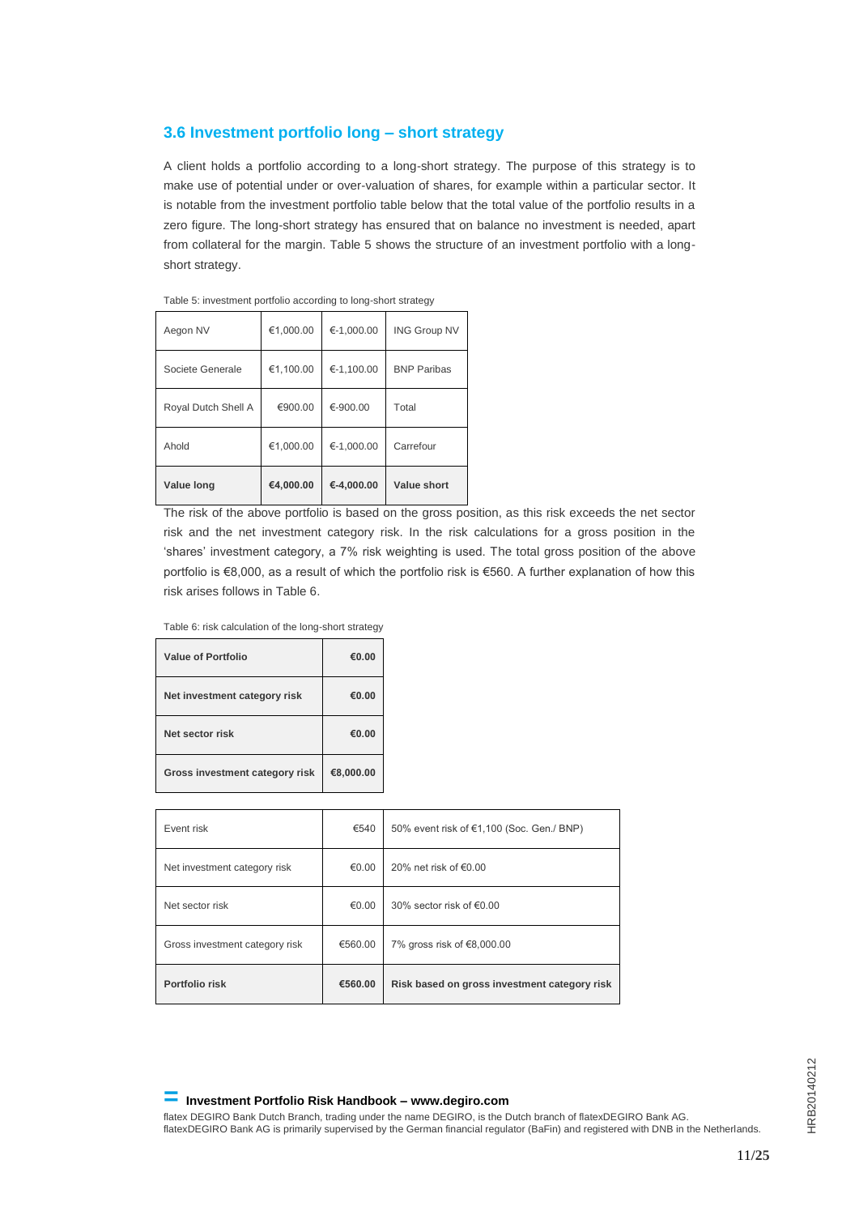## 3.6 Investment portfolio long – short strategy

A client holds a portfolio according to a long-short strategy. The purpose of this strategy is to make use of potential under or over-valuation of shares, for example within a particular sector. It is notable from the investment portfolio table below that the total value of the portfolio results in a zero figure. The long-short strategy has ensured that on balance no investment is needed, apart from collateral for the margin. Table 5 shows the structure of an investment portfolio with a long-short strategy.

Table 5: investment portfolio according to long-short strategy

| | | | |
|---|---|---|---|
| Aegon NV | €1,000.00 | €-1,000.00 | ING Group NV |
| Societe Generale | €1,100.00 | €-1,100.00 | BNP Paribas |
| Royal Dutch Shell A | €900.00 | €-900.00 | Total |
| Ahold | €1,000.00 | €-1,000.00 | Carrefour |
| **Value long** | **€4,000.00** | **€-4,000.00** | **Value short** |

The risk of the above portfolio is based on the gross position, as this risk exceeds the net sector risk and the net investment category risk. In the risk calculations for a gross position in the 'shares' investment category, a 7% risk weighting is used. The total gross position of the above portfolio is €8,000, as a result of which the portfolio risk is €560. A further explanation of how this risk arises follows in Table 6.

Table 6: risk calculation of the long-short strategy

| | |
|---|---|
| **Value of Portfolio** | **€0.00** |
| **Net investment category risk** | **€0.00** |
| **Net sector risk** | **€0.00** |
| **Gross investment category risk** | **€8,000.00** |

| | | |
|---|---|---|
| Event risk | €540 | 50% event risk of €1,100 (Soc. Gen./ BNP) |
| Net investment category risk | €0.00 | 20% net risk of €0.00 |
| Net sector risk | €0.00 | 30% sector risk of €0.00 |
| Gross investment category risk | €560.00 | 7% gross risk of €8,000.00 |
| **Portfolio risk** | **€560.00** | **Risk based on gross investment category risk** |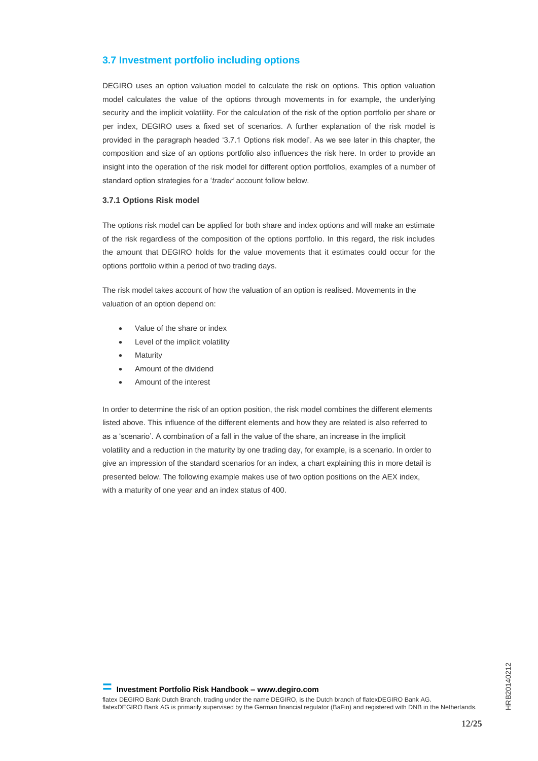## 3.7 Investment portfolio including options

DEGIRO uses an option valuation model to calculate the risk on options. This option valuation model calculates the value of the options through movements in for example, the underlying security and the implicit volatility. For the calculation of the risk of the option portfolio per share or per index, DEGIRO uses a fixed set of scenarios. A further explanation of the risk model is provided in the paragraph headed '3.7.1 Options risk model'. As we see later in this chapter, the composition and size of an options portfolio also influences the risk here. In order to provide an insight into the operation of the risk model for different option portfolios, examples of a number of standard option strategies for a '*trader*' account follow below.

### 3.7.1 Options Risk model

The options risk model can be applied for both share and index options and will make an estimate of the risk regardless of the composition of the options portfolio. In this regard, the risk includes the amount that DEGIRO holds for the value movements that it estimates could occur for the options portfolio within a period of two trading days.

The risk model takes account of how the valuation of an option is realised. Movements in the valuation of an option depend on:

- Value of the share or index
- Level of the implicit volatility
- Maturity
- Amount of the dividend
- Amount of the interest

In order to determine the risk of an option position, the risk model combines the different elements listed above. This influence of the different elements and how they are related is also referred to as a 'scenario'. A combination of a fall in the value of the share, an increase in the implicit volatility and a reduction in the maturity by one trading day, for example, is a scenario. In order to give an impression of the standard scenarios for an index, a chart explaining this in more detail is presented below. The following example makes use of two option positions on the AEX index, with a maturity of one year and an index status of 400.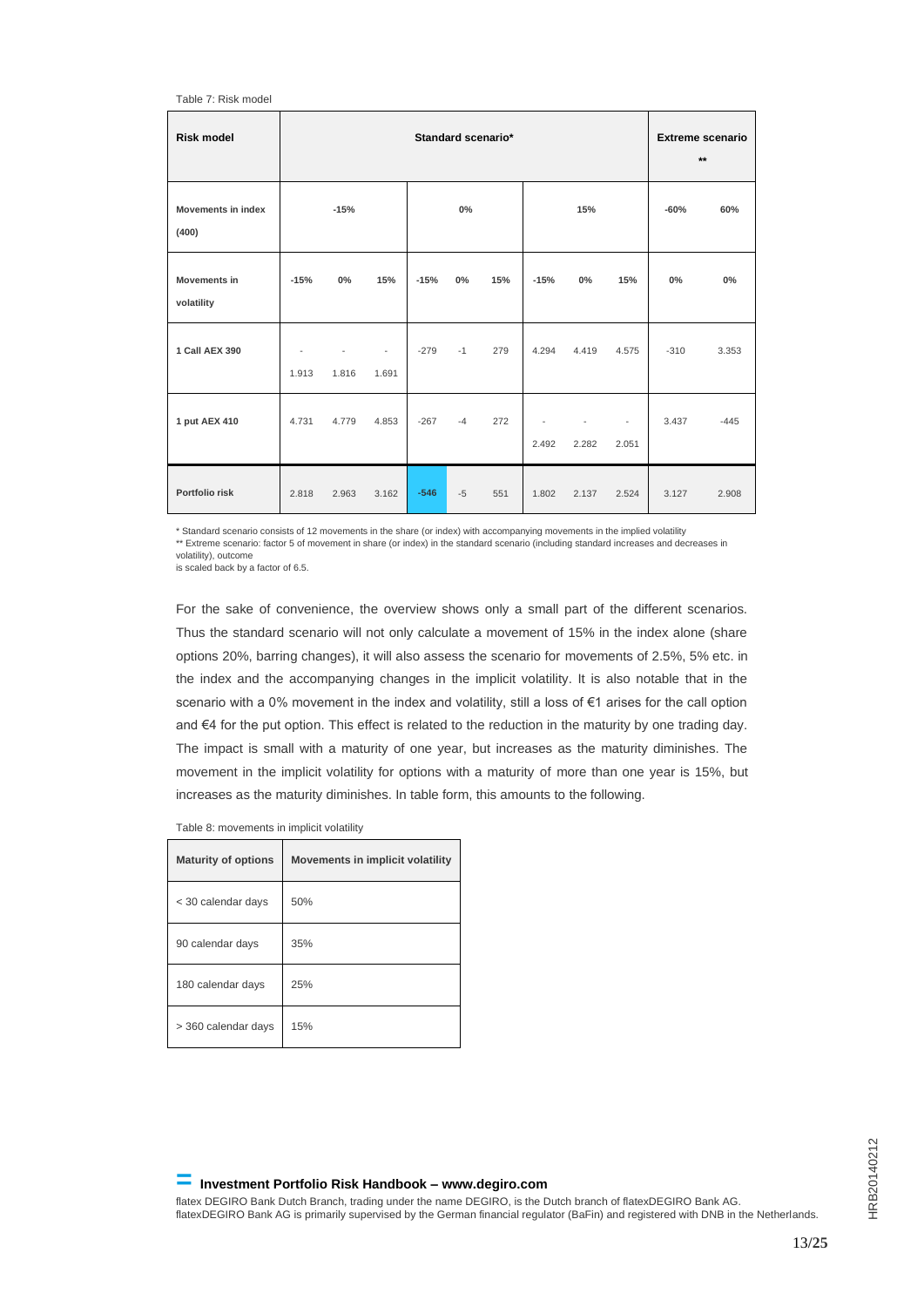Table 7: Risk model

| Risk model | Standard scenario* | | | | | | | | | Extreme scenario ** | |
|---|---|---|---|---|---|---|---|---|---|---|---|
| Movements in index (400) | -15% | | | 0% | | | 15% | | | -60% | 60% |
| Movements in volatility | -15% | 0% | 15% | -15% | 0% | 15% | -15% | 0% | 15% | 0% | 0% |
| 1 Call AEX 390 | -1.913 | -1.816 | -1.691 | -279 | -1 | 279 | 4.294 | 4.419 | 4.575 | -310 | 3.353 |
| 1 put AEX 410 | 4.731 | 4.779 | 4.853 | -267 | -4 | 272 | -2.492 | -2.282 | -2.051 | 3.437 | -445 |
| Portfolio risk | 2.818 | 2.963 | 3.162 | -546 | -5 | 551 | 1.802 | 2.137 | 2.524 | 3.127 | 2.908 |

\* Standard scenario consists of 12 movements in the share (or index) with accompanying movements in the implied volatility
** Extreme scenario: factor 5 of movement in share (or index) in the standard scenario (including standard increases and decreases in volatility), outcome
is scaled back by a factor of 6.5.

For the sake of convenience, the overview shows only a small part of the different scenarios. Thus the standard scenario will not only calculate a movement of 15% in the index alone (share options 20%, barring changes), it will also assess the scenario for movements of 2.5%, 5% etc. in the index and the accompanying changes in the implicit volatility. It is also notable that in the scenario with a 0% movement in the index and volatility, still a loss of €1 arises for the call option and €4 for the put option. This effect is related to the reduction in the maturity by one trading day. The impact is small with a maturity of one year, but increases as the maturity diminishes. The movement in the implicit volatility for options with a maturity of more than one year is 15%, but increases as the maturity diminishes. In table form, this amounts to the following.

Table 8: movements in implicit volatility

| Maturity of options | Movements in implicit volatility |
|---|---|
| < 30 calendar days | 50% |
| 90 calendar days | 35% |
| 180 calendar days | 25% |
| > 360 calendar days | 15% |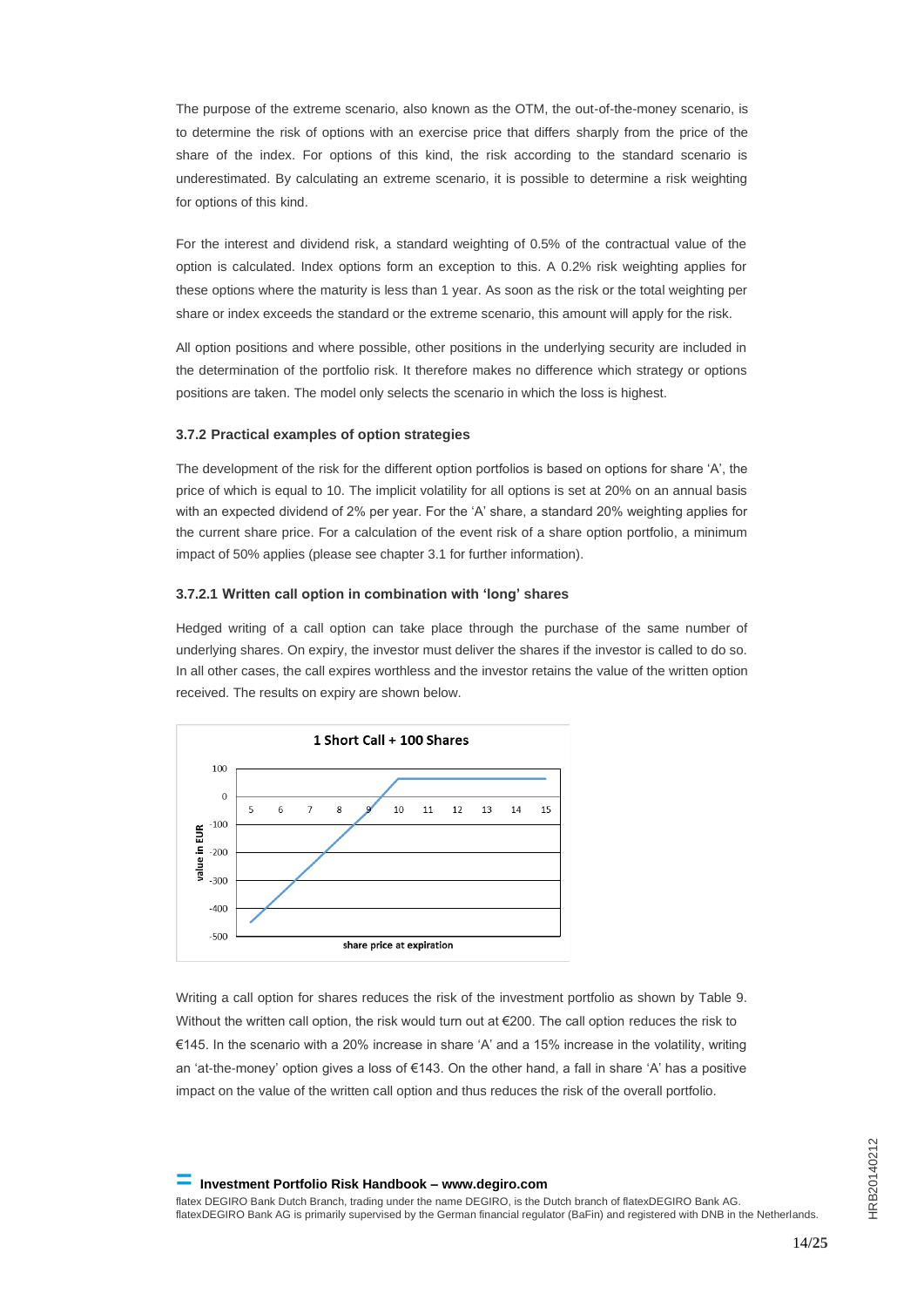The purpose of the extreme scenario, also known as the OTM, the out-of-the-money scenario, is to determine the risk of options with an exercise price that differs sharply from the price of the share of the index. For options of this kind, the risk according to the standard scenario is underestimated. By calculating an extreme scenario, it is possible to determine a risk weighting for options of this kind.

For the interest and dividend risk, a standard weighting of 0.5% of the contractual value of the option is calculated. Index options form an exception to this. A 0.2% risk weighting applies for these options where the maturity is less than 1 year. As soon as the risk or the total weighting per share or index exceeds the standard or the extreme scenario, this amount will apply for the risk.

All option positions and where possible, other positions in the underlying security are included in the determination of the portfolio risk. It therefore makes no difference which strategy or options positions are taken. The model only selects the scenario in which the loss is highest.

### 3.7.2 Practical examples of option strategies

The development of the risk for the different option portfolios is based on options for share 'A', the price of which is equal to 10. The implicit volatility for all options is set at 20% on an annual basis with an expected dividend of 2% per year. For the 'A' share, a standard 20% weighting applies for the current share price. For a calculation of the event risk of a share option portfolio, a minimum impact of 50% applies (please see chapter 3.1 for further information).

#### 3.7.2.1 Written call option in combination with 'long' shares

Hedged writing of a call option can take place through the purchase of the same number of underlying shares. On expiry, the investor must deliver the shares if the investor is called to do so. In all other cases, the call expires worthless and the investor retains the value of the written option received. The results on expiry are shown below.

**1 Short Call + 100 Shares**

Writing a call option for shares reduces the risk of the investment portfolio as shown by Table 9. Without the written call option, the risk would turn out at €200. The call option reduces the risk to €145. In the scenario with a 20% increase in share 'A' and a 15% increase in the volatility, writing an 'at-the-money' option gives a loss of €143. On the other hand, a fall in share 'A' has a positive impact on the value of the written call option and thus reduces the risk of the overall portfolio.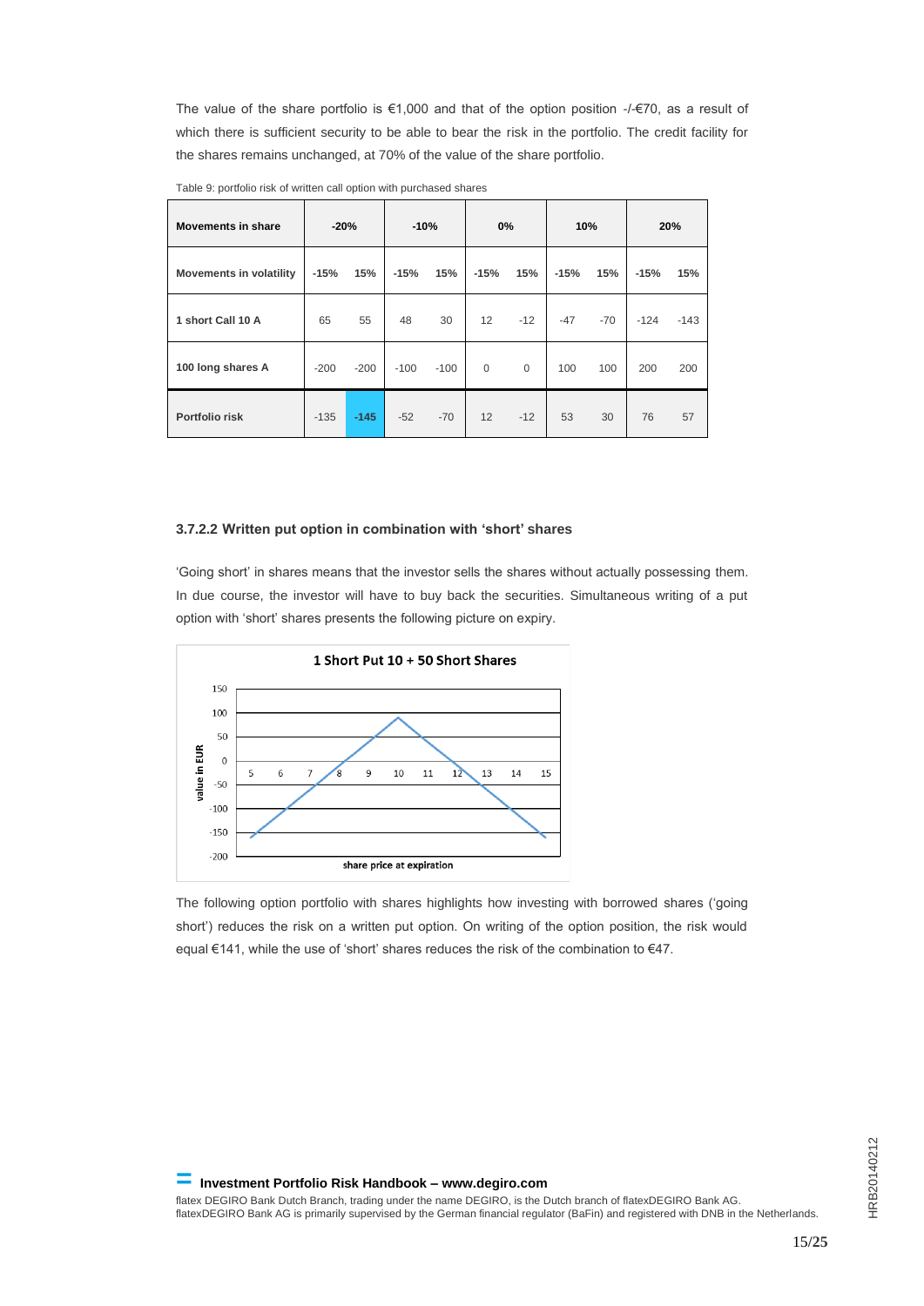The value of the share portfolio is €1,000 and that of the option position -/-€70, as a result of which there is sufficient security to be able to bear the risk in the portfolio. The credit facility for the shares remains unchanged, at 70% of the value of the share portfolio.

Table 9: portfolio risk of written call option with purchased shares

| Movements in share | -20% | | -10% | | 0% | | 10% | | 20% | |
|---|---|---|---|---|---|---|---|---|---|---|
| Movements in volatility | -15% | 15% | -15% | 15% | -15% | 15% | -15% | 15% | -15% | 15% |
| 1 short Call 10 A | 65 | 55 | 48 | 30 | 12 | -12 | -47 | -70 | -124 | -143 |
| 100 long shares A | -200 | -200 | -100 | -100 | 0 | 0 | 100 | 100 | 200 | 200 |
| Portfolio risk | -135 | -145 | -52 | -70 | 12 | -12 | 53 | 30 | 76 | 57 |

### 3.7.2.2 Written put option in combination with 'short' shares

'Going short' in shares means that the investor sells the shares without actually possessing them. In due course, the investor will have to buy back the securities. Simultaneous writing of a put option with 'short' shares presents the following picture on expiry.

**1 Short Put 10 + 50 Short Shares**

value in EUR — share price at expiration

The following option portfolio with shares highlights how investing with borrowed shares ('going short') reduces the risk on a written put option. On writing of the option position, the risk would equal €141, while the use of 'short' shares reduces the risk of the combination to €47.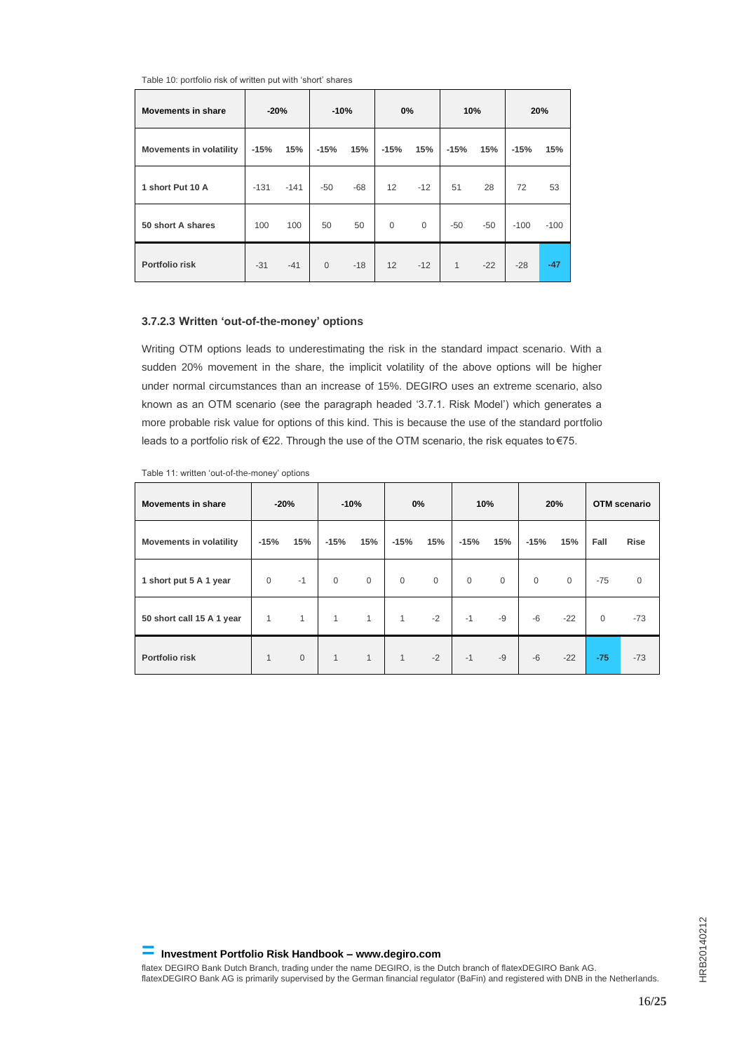Table 10: portfolio risk of written put with 'short' shares

| Movements in share | -20% | | -10% | | 0% | | 10% | | 20% | |
|---|---|---|---|---|---|---|---|---|---|---|
| Movements in volatility | -15% | 15% | -15% | 15% | -15% | 15% | -15% | 15% | -15% | 15% |
| 1 short Put 10 A | -131 | -141 | -50 | -68 | 12 | -12 | 51 | 28 | 72 | 53 |
| 50 short A shares | 100 | 100 | 50 | 50 | 0 | 0 | -50 | -50 | -100 | -100 |
| Portfolio risk | -31 | -41 | 0 | -18 | 12 | -12 | 1 | -22 | -28 | -47 |

### 3.7.2.3 Written 'out-of-the-money' options

Writing OTM options leads to underestimating the risk in the standard impact scenario. With a sudden 20% movement in the share, the implicit volatility of the above options will be higher under normal circumstances than an increase of 15%. DEGIRO uses an extreme scenario, also known as an OTM scenario (see the paragraph headed '3.7.1. Risk Model') which generates a more probable risk value for options of this kind. This is because the use of the standard portfolio leads to a portfolio risk of €22. Through the use of the OTM scenario, the risk equates to €75.

Table 11: written 'out-of-the-money' options

| Movements in share | -20% | | -10% | | 0% | | 10% | | 20% | | OTM scenario | |
|---|---|---|---|---|---|---|---|---|---|---|---|---|
| Movements in volatility | -15% | 15% | -15% | 15% | -15% | 15% | -15% | 15% | -15% | 15% | Fall | Rise |
| 1 short put 5 A 1 year | 0 | -1 | 0 | 0 | 0 | 0 | 0 | 0 | 0 | 0 | -75 | 0 |
| 50 short call 15 A 1 year | 1 | 1 | 1 | 1 | 1 | -2 | -1 | -9 | -6 | -22 | 0 | -73 |
| Portfolio risk | 1 | 0 | 1 | 1 | 1 | -2 | -1 | -9 | -6 | -22 | -75 | -73 |

**Investment Portfolio Risk Handbook – www.degiro.com**

flatex DEGIRO Bank Dutch Branch, trading under the name DEGIRO, is the Dutch branch of flatexDEGIRO Bank AG.
flatexDEGIRO Bank AG is primarily supervised by the German financial regulator (BaFin) and registered with DNB in the Netherlands.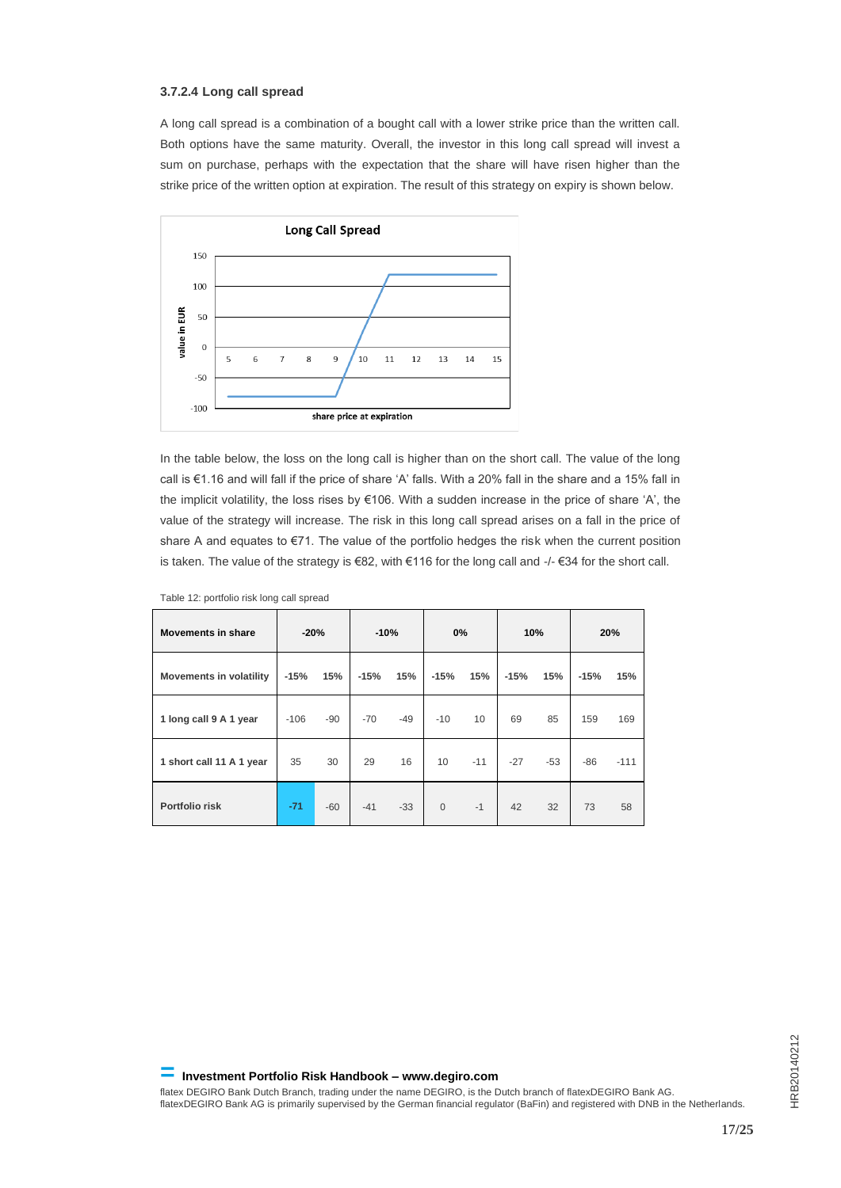### 3.7.2.4 Long call spread

A long call spread is a combination of a bought call with a lower strike price than the written call. Both options have the same maturity. Overall, the investor in this long call spread will invest a sum on purchase, perhaps with the expectation that the share will have risen higher than the strike price of the written option at expiration. The result of this strategy on expiry is shown below.

In the table below, the loss on the long call is higher than on the short call. The value of the long call is €1.16 and will fall if the price of share 'A' falls. With a 20% fall in the share and a 15% fall in the implicit volatility, the loss rises by €106. With a sudden increase in the price of share 'A', the value of the strategy will increase. The risk in this long call spread arises on a fall in the price of share A and equates to €71. The value of the portfolio hedges the risk when the current position is taken. The value of the strategy is €82, with €116 for the long call and -/- €34 for the short call.

Table 12: portfolio risk long call spread

| Movements in share | -20% | | -10% | | 0% | | 10% | | 20% | |
|---|---|---|---|---|---|---|---|---|---|---|
| Movements in volatility | -15% | 15% | -15% | 15% | -15% | 15% | -15% | 15% | -15% | 15% |
| 1 long call 9 A 1 year | -106 | -90 | -70 | -49 | -10 | 10 | 69 | 85 | 159 | 169 |
| 1 short call 11 A 1 year | 35 | 30 | 29 | 16 | 10 | -11 | -27 | -53 | -86 | -111 |
| Portfolio risk | -71 | -60 | -41 | -33 | 0 | -1 | 42 | 32 | 73 | 58 |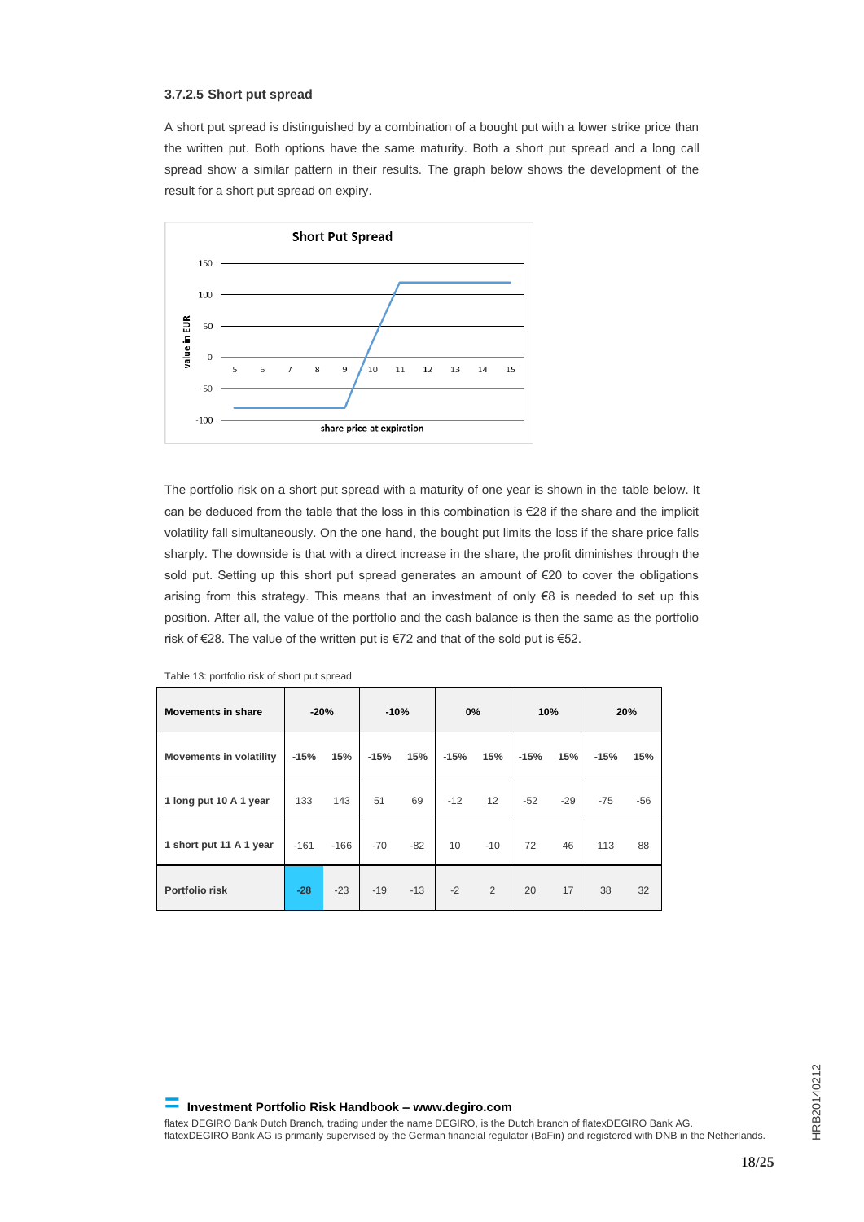### 3.7.2.5 Short put spread

A short put spread is distinguished by a combination of a bought put with a lower strike price than the written put. Both options have the same maturity. Both a short put spread and a long call spread show a similar pattern in their results. The graph below shows the development of the result for a short put spread on expiry.

The portfolio risk on a short put spread with a maturity of one year is shown in the table below. It can be deduced from the table that the loss in this combination is €28 if the share and the implicit volatility fall simultaneously. On the one hand, the bought put limits the loss if the share price falls sharply. The downside is that with a direct increase in the share, the profit diminishes through the sold put. Setting up this short put spread generates an amount of €20 to cover the obligations arising from this strategy. This means that an investment of only €8 is needed to set up this position. After all, the value of the portfolio and the cash balance is then the same as the portfolio risk of €28. The value of the written put is €72 and that of the sold put is €52.

Table 13: portfolio risk of short put spread

| Movements in share | -20% | | -10% | | 0% | | 10% | | 20% | |
|---|---|---|---|---|---|---|---|---|---|---|
| Movements in volatility | -15% | 15% | -15% | 15% | -15% | 15% | -15% | 15% | -15% | 15% |
| 1 long put 10 A 1 year | 133 | 143 | 51 | 69 | -12 | 12 | -52 | -29 | -75 | -56 |
| 1 short put 11 A 1 year | -161 | -166 | -70 | -82 | 10 | -10 | 72 | 46 | 113 | 88 |
| Portfolio risk | -28 | -23 | -19 | -13 | -2 | 2 | 20 | 17 | 38 | 32 |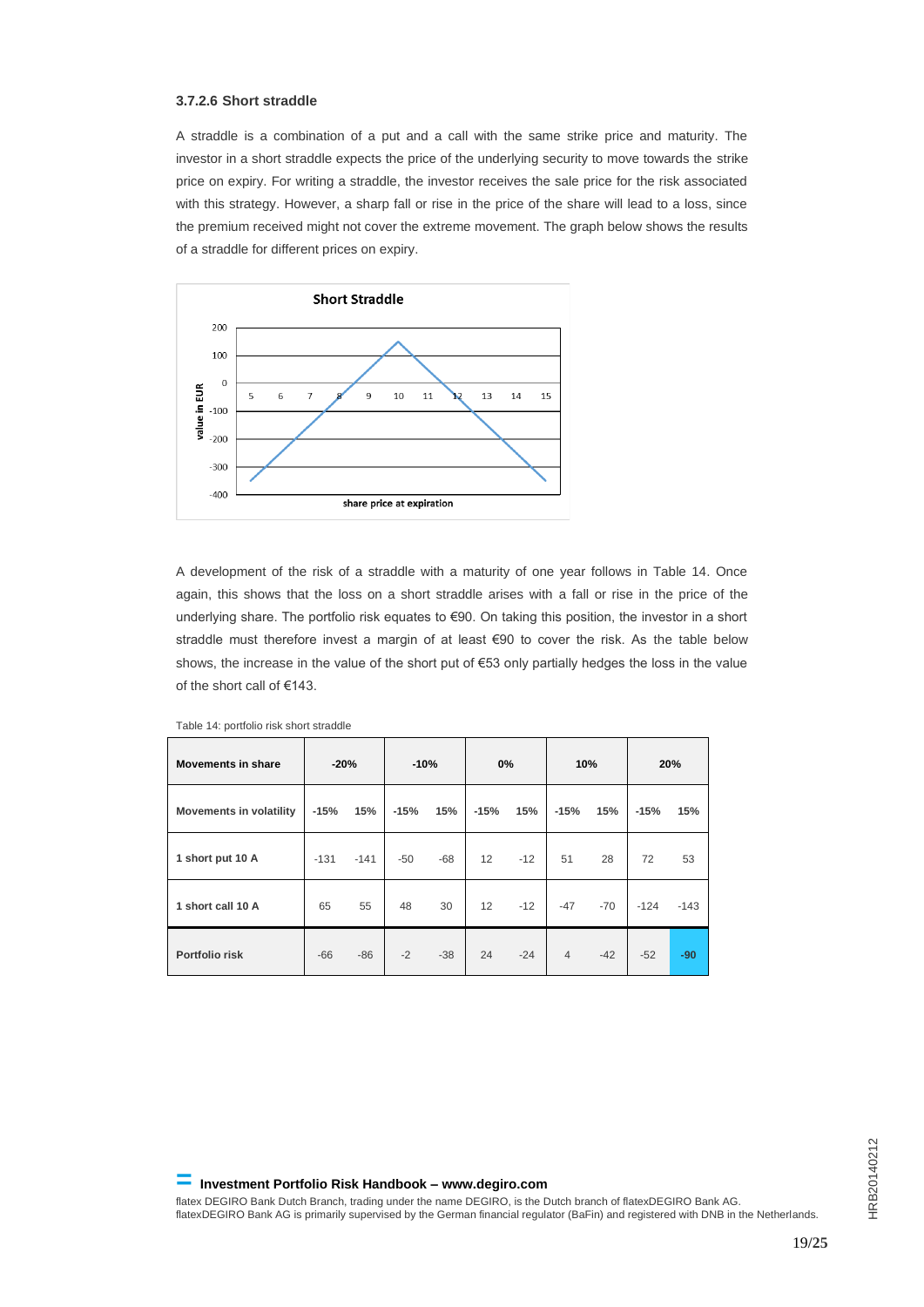### 3.7.2.6 Short straddle

A straddle is a combination of a put and a call with the same strike price and maturity. The investor in a short straddle expects the price of the underlying security to move towards the strike price on expiry. For writing a straddle, the investor receives the sale price for the risk associated with this strategy. However, a sharp fall or rise in the price of the share will lead to a loss, since the premium received might not cover the extreme movement. The graph below shows the results of a straddle for different prices on expiry.

A development of the risk of a straddle with a maturity of one year follows in Table 14. Once again, this shows that the loss on a short straddle arises with a fall or rise in the price of the underlying share. The portfolio risk equates to €90. On taking this position, the investor in a short straddle must therefore invest a margin of at least €90 to cover the risk. As the table below shows, the increase in the value of the short put of €53 only partially hedges the loss in the value of the short call of €143.

Table 14: portfolio risk short straddle

| **Movements in share** | **-20%** | | **-10%** | | **0%** | | **10%** | | **20%** | |
|---|---|---|---|---|---|---|---|---|---|---|
| **Movements in volatility** | -15% | 15% | -15% | 15% | -15% | 15% | -15% | 15% | -15% | 15% |
| **1 short put 10 A** | -131 | -141 | -50 | -68 | 12 | -12 | 51 | 28 | 72 | 53 |
| **1 short call 10 A** | 65 | 55 | 48 | 30 | 12 | -12 | -47 | -70 | -124 | -143 |
| **Portfolio risk** | -66 | -86 | -2 | -38 | 24 | -24 | 4 | -42 | -52 | **-90** |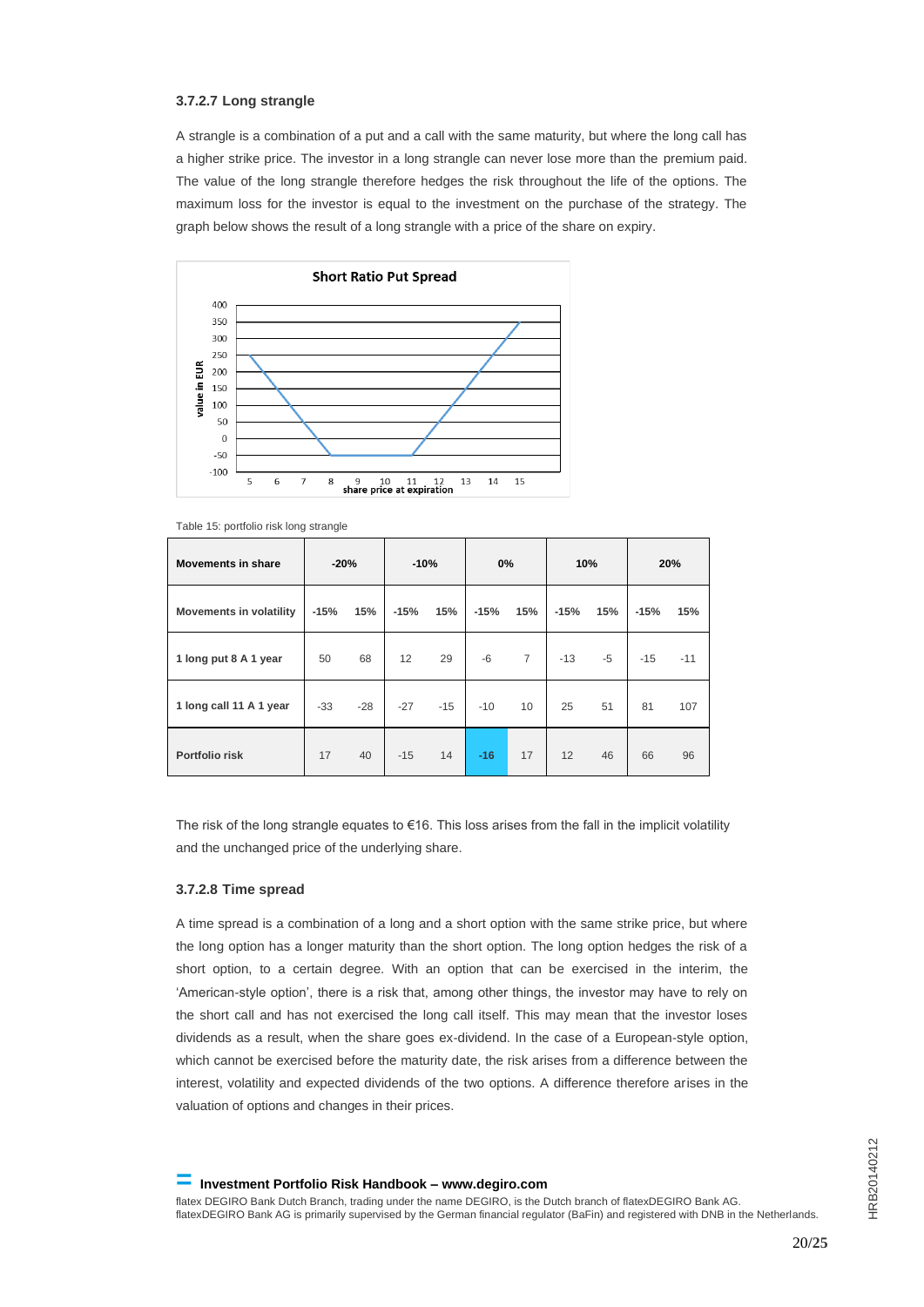#### 3.7.2.7 Long strangle

A strangle is a combination of a put and a call with the same maturity, but where the long call has a higher strike price. The investor in a long strangle can never lose more than the premium paid. The value of the long strangle therefore hedges the risk throughout the life of the options. The maximum loss for the investor is equal to the investment on the purchase of the strategy. The graph below shows the result of a long strangle with a price of the share on expiry.

Table 15: portfolio risk long strangle

| Movements in share | -20% | | -10% | | 0% | | 10% | | 20% | |
|---|---|---|---|---|---|---|---|---|---|---|
| Movements in volatility | -15% | 15% | -15% | 15% | -15% | 15% | -15% | 15% | -15% | 15% |
| 1 long put 8 A 1 year | 50 | 68 | 12 | 29 | -6 | 7 | -13 | -5 | -15 | -11 |
| 1 long call 11 A 1 year | -33 | -28 | -27 | -15 | -10 | 10 | 25 | 51 | 81 | 107 |
| Portfolio risk | 17 | 40 | -15 | 14 | -16 | 17 | 12 | 46 | 66 | 96 |

The risk of the long strangle equates to €16. This loss arises from the fall in the implicit volatility and the unchanged price of the underlying share.

#### 3.7.2.8 Time spread

A time spread is a combination of a long and a short option with the same strike price, but where the long option has a longer maturity than the short option. The long option hedges the risk of a short option, to a certain degree. With an option that can be exercised in the interim, the 'American-style option', there is a risk that, among other things, the investor may have to rely on the short call and has not exercised the long call itself. This may mean that the investor loses dividends as a result, when the share goes ex-dividend. In the case of a European-style option, which cannot be exercised before the maturity date, the risk arises from a difference between the interest, volatility and expected dividends of the two options. A difference therefore arises in the valuation of options and changes in their prices.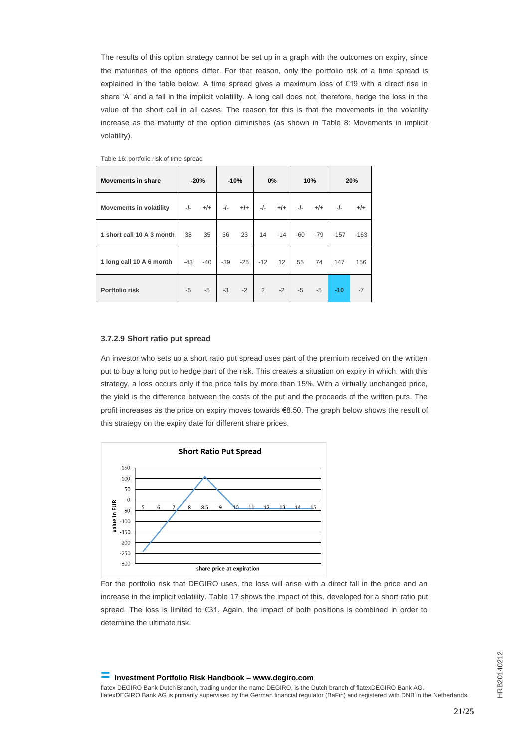The results of this option strategy cannot be set up in a graph with the outcomes on expiry, since the maturities of the options differ. For that reason, only the portfolio risk of a time spread is explained in the table below. A time spread gives a maximum loss of €19 with a direct rise in share 'A' and a fall in the implicit volatility. A long call does not, therefore, hedge the loss in the value of the short call in all cases. The reason for this is that the movements in the volatility increase as the maturity of the option diminishes (as shown in Table 8: Movements in implicit volatility).

Table 16: portfolio risk of time spread

| **Movements in share** | **-20%** | | **-10%** | | **0%** | | **10%** | | **20%** | |
|---|---|---|---|---|---|---|---|---|---|---|
| **Movements in volatility** | -/- | +/+ | -/- | +/+ | -/- | +/+ | -/- | +/+ | -/- | +/+ |
| **1 short call 10 A 3 month** | 38 | 35 | 36 | 23 | 14 | -14 | -60 | -79 | -157 | -163 |
| **1 long call 10 A 6 month** | -43 | -40 | -39 | -25 | -12 | 12 | 55 | 74 | 147 | 156 |
| **Portfolio risk** | -5 | -5 | -3 | -2 | 2 | -2 | -5 | -5 | **-10** | -7 |

### 3.7.2.9 Short ratio put spread

An investor who sets up a short ratio put spread uses part of the premium received on the written put to buy a long put to hedge part of the risk. This creates a situation on expiry in which, with this strategy, a loss occurs only if the price falls by more than 15%. With a virtually unchanged price, the yield is the difference between the costs of the put and the proceeds of the written puts. The profit increases as the price on expiry moves towards €8.50. The graph below shows the result of this strategy on the expiry date for different share prices.

**Short Ratio Put Spread**

(Chart: value in EUR vs. share price at expiration; x-axis: 5, 6, 7, 8, 8.5, 9, 10, 11, 12, 13, 14, 15; y-axis: 150 to -300)

For the portfolio risk that DEGIRO uses, the loss will arise with a direct fall in the price and an increase in the implicit volatility. Table 17 shows the impact of this, developed for a short ratio put spread. The loss is limited to €31. Again, the impact of both positions is combined in order to determine the ultimate risk.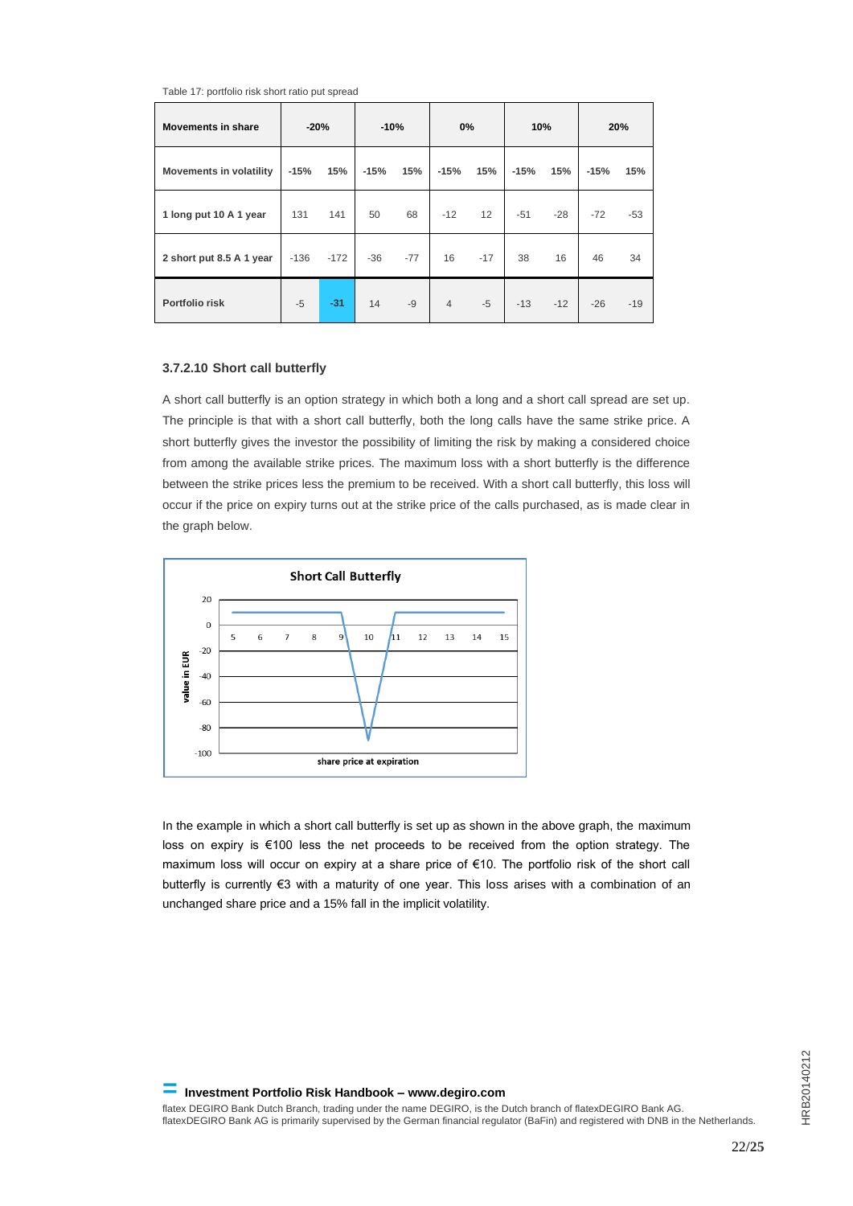Table 17: portfolio risk short ratio put spread

| Movements in share | -20% | | -10% | | 0% | | 10% | | 20% | |
|---|---|---|---|---|---|---|---|---|---|---|
| Movements in volatility | -15% | 15% | -15% | 15% | -15% | 15% | -15% | 15% | -15% | 15% |
| 1 long put 10 A 1 year | 131 | 141 | 50 | 68 | -12 | 12 | -51 | -28 | -72 | -53 |
| 2 short put 8.5 A 1 year | -136 | -172 | -36 | -77 | 16 | -17 | 38 | 16 | 46 | 34 |
| Portfolio risk | -5 | -31 | 14 | -9 | 4 | -5 | -13 | -12 | -26 | -19 |

### 3.7.2.10 Short call butterfly

A short call butterfly is an option strategy in which both a long and a short call spread are set up. The principle is that with a short call butterfly, both the long calls have the same strike price. A short butterfly gives the investor the possibility of limiting the risk by making a considered choice from among the available strike prices. The maximum loss with a short butterfly is the difference between the strike prices less the premium to be received. With a short call butterfly, this loss will occur if the price on expiry turns out at the strike price of the calls purchased, as is made clear in the graph below.

In the example in which a short call butterfly is set up as shown in the above graph, the maximum loss on expiry is €100 less the net proceeds to be received from the option strategy. The maximum loss will occur on expiry at a share price of €10. The portfolio risk of the short call butterfly is currently €3 with a maturity of one year. This loss arises with a combination of an unchanged share price and a 15% fall in the implicit volatility.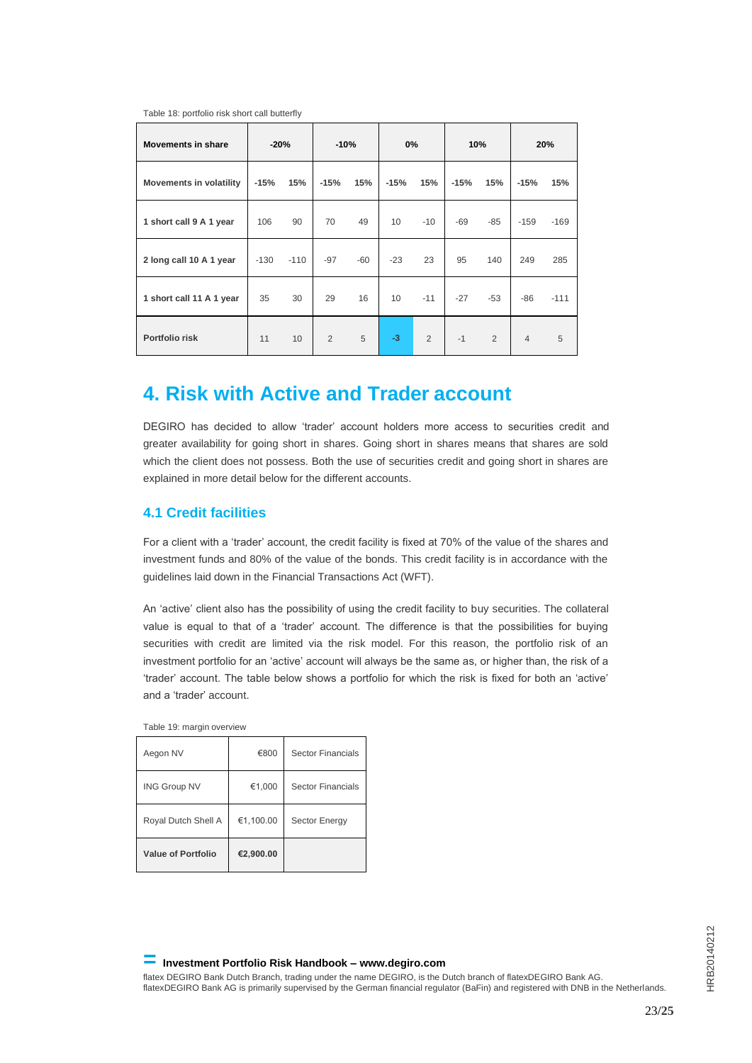Table 18: portfolio risk short call butterfly

| Movements in share | -20% | | -10% | | 0% | | 10% | | 20% | |
|---|---|---|---|---|---|---|---|---|---|---|
| Movements in volatility | -15% | 15% | -15% | 15% | -15% | 15% | -15% | 15% | -15% | 15% |
| 1 short call 9 A 1 year | 106 | 90 | 70 | 49 | 10 | -10 | -69 | -85 | -159 | -169 |
| 2 long call 10 A 1 year | -130 | -110 | -97 | -60 | -23 | 23 | 95 | 140 | 249 | 285 |
| 1 short call 11 A 1 year | 35 | 30 | 29 | 16 | 10 | -11 | -27 | -53 | -86 | -111 |
| **Portfolio risk** | 11 | 10 | 2 | 5 | -3 | 2 | -1 | 2 | 4 | 5 |

# 4. Risk with Active and Trader account

DEGIRO has decided to allow 'trader' account holders more access to securities credit and greater availability for going short in shares. Going short in shares means that shares are sold which the client does not possess. Both the use of securities credit and going short in shares are explained in more detail below for the different accounts.

## 4.1 Credit facilities

For a client with a 'trader' account, the credit facility is fixed at 70% of the value of the shares and investment funds and 80% of the value of the bonds. This credit facility is in accordance with the guidelines laid down in the Financial Transactions Act (WFT).

An 'active' client also has the possibility of using the credit facility to buy securities. The collateral value is equal to that of a 'trader' account. The difference is that the possibilities for buying securities with credit are limited via the risk model. For this reason, the portfolio risk of an investment portfolio for an 'active' account will always be the same as, or higher than, the risk of a 'trader' account. The table below shows a portfolio for which the risk is fixed for both an 'active' and a 'trader' account.

Table 19: margin overview

| | | |
|---|---|---|
| Aegon NV | €800 | Sector Financials |
| ING Group NV | €1,000 | Sector Financials |
| Royal Dutch Shell A | €1,100.00 | Sector Energy |
| **Value of Portfolio** | **€2,900.00** | |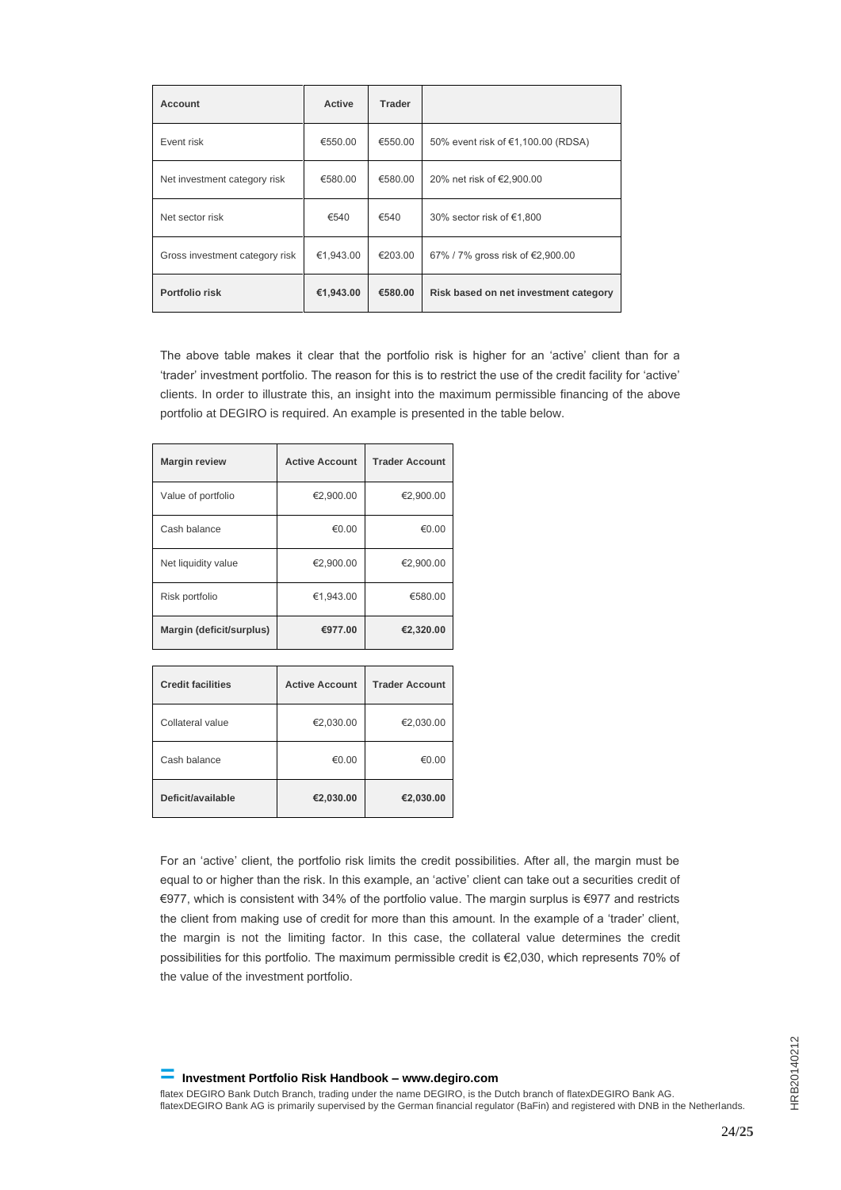| Account | Active | Trader | |
|---|---|---|---|
| Event risk | €550.00 | €550.00 | 50% event risk of €1,100.00 (RDSA) |
| Net investment category risk | €580.00 | €580.00 | 20% net risk of €2,900.00 |
| Net sector risk | €540 | €540 | 30% sector risk of €1,800 |
| Gross investment category risk | €1,943.00 | €203.00 | 67% / 7% gross risk of €2,900.00 |
| **Portfolio risk** | **€1,943.00** | **€580.00** | **Risk based on net investment category** |

The above table makes it clear that the portfolio risk is higher for an 'active' client than for a 'trader' investment portfolio. The reason for this is to restrict the use of the credit facility for 'active' clients. In order to illustrate this, an insight into the maximum permissible financing of the above portfolio at DEGIRO is required. An example is presented in the table below.

| Margin review | Active Account | Trader Account |
|---|---|---|
| Value of portfolio | €2,900.00 | €2,900.00 |
| Cash balance | €0.00 | €0.00 |
| Net liquidity value | €2,900.00 | €2,900.00 |
| Risk portfolio | €1,943.00 | €580.00 |
| **Margin (deficit/surplus)** | **€977.00** | **€2,320.00** |

| Credit facilities | Active Account | Trader Account |
|---|---|---|
| Collateral value | €2,030.00 | €2,030.00 |
| Cash balance | €0.00 | €0.00 |
| **Deficit/available** | **€2,030.00** | **€2,030.00** |

For an 'active' client, the portfolio risk limits the credit possibilities. After all, the margin must be equal to or higher than the risk. In this example, an 'active' client can take out a securities credit of €977, which is consistent with 34% of the portfolio value. The margin surplus is €977 and restricts the client from making use of credit for more than this amount. In the example of a 'trader' client, the margin is not the limiting factor. In this case, the collateral value determines the credit possibilities for this portfolio. The maximum permissible credit is €2,030, which represents 70% of the value of the investment portfolio.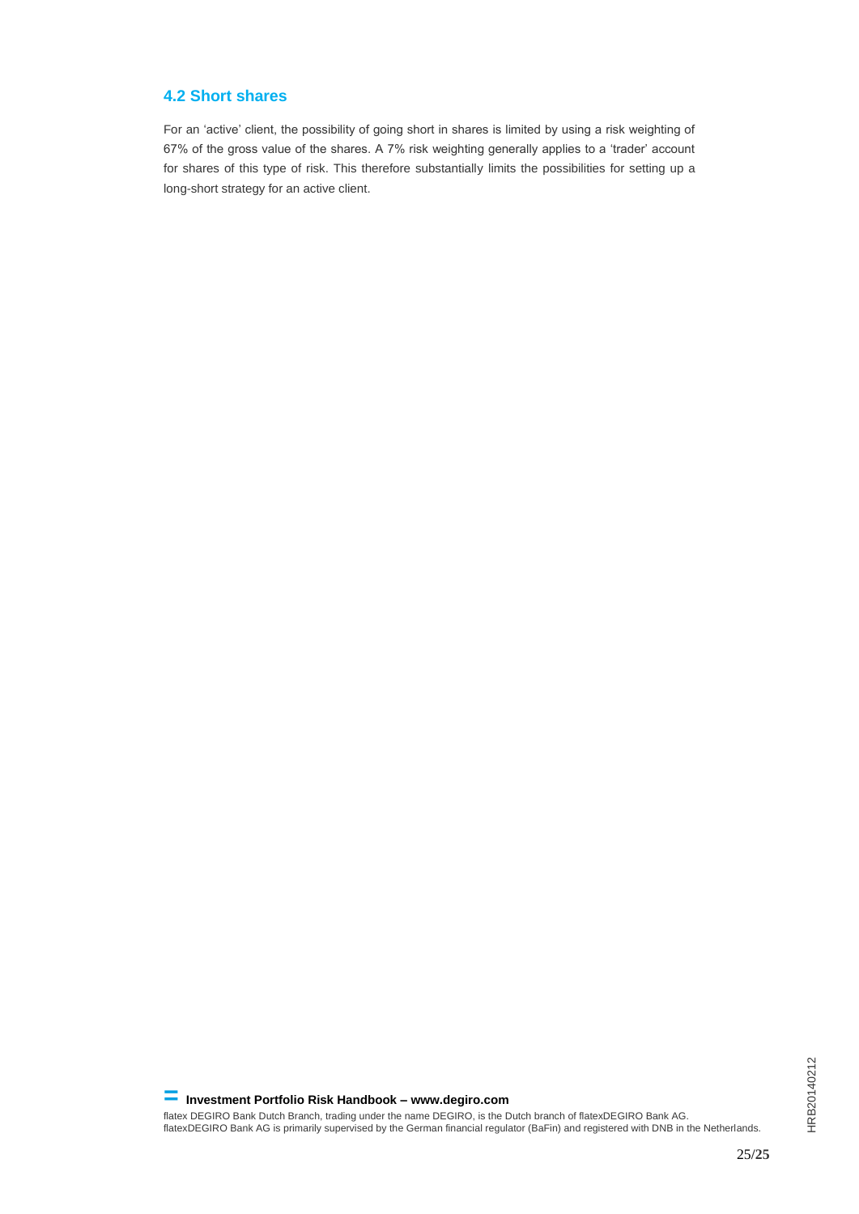## 4.2 Short shares

For an ‘active’ client, the possibility of going short in shares is limited by using a risk weighting of 67% of the gross value of the shares. A 7% risk weighting generally applies to a ‘trader’ account for shares of this type of risk. This therefore substantially limits the possibilities for setting up a long-short strategy for an active client.